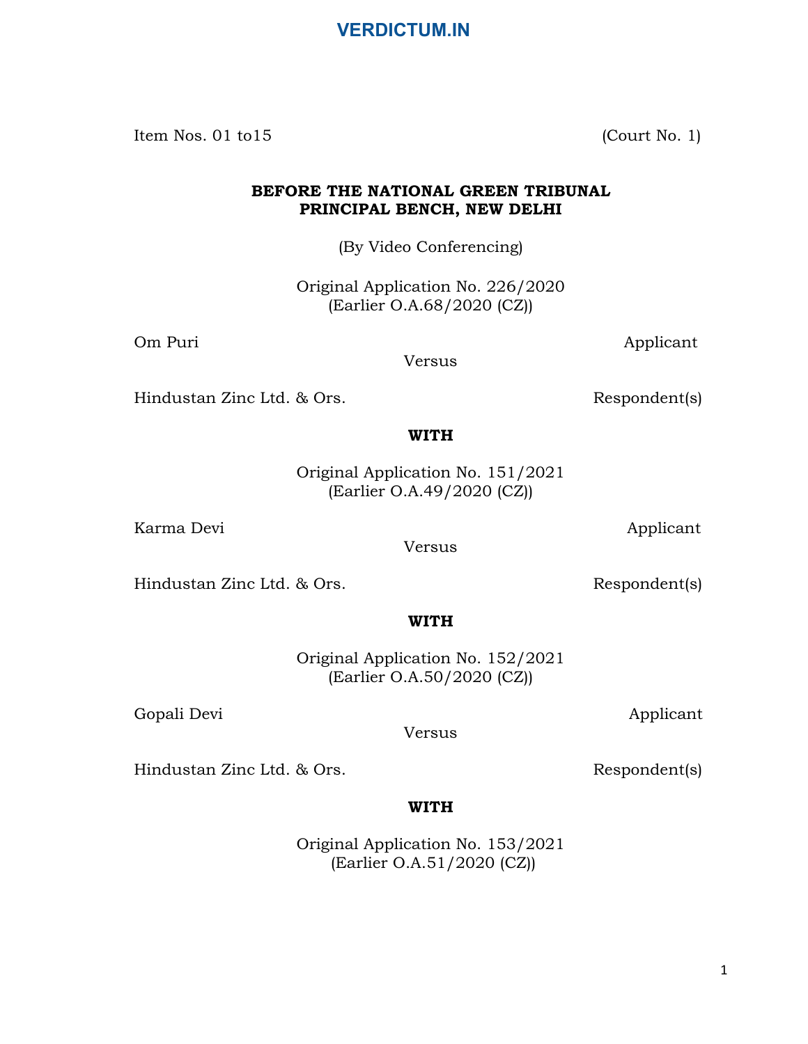Item Nos. 01 to15 (Court No. 1)

**BEFORE THE NATIONAL GREEN TRIBUNAL**
**PRINCIPAL BENCH, NEW DELHI**

(By Video Conferencing)

Original Application No. 226/2020
(Earlier O.A.68/2020 (CZ))

Om Puri Applicant

Versus

Hindustan Zinc Ltd. & Ors. Respondent(s)

**WITH**

Original Application No. 151/2021
(Earlier O.A.49/2020 (CZ))

Karma Devi Applicant

Versus

Hindustan Zinc Ltd. & Ors. Respondent(s)

**WITH**

Original Application No. 152/2021
(Earlier O.A.50/2020 (CZ))

Gopali Devi Applicant

Versus

Hindustan Zinc Ltd. & Ors. Respondent(s)

**WITH**

Original Application No. 153/2021
(Earlier O.A.51/2020 (CZ))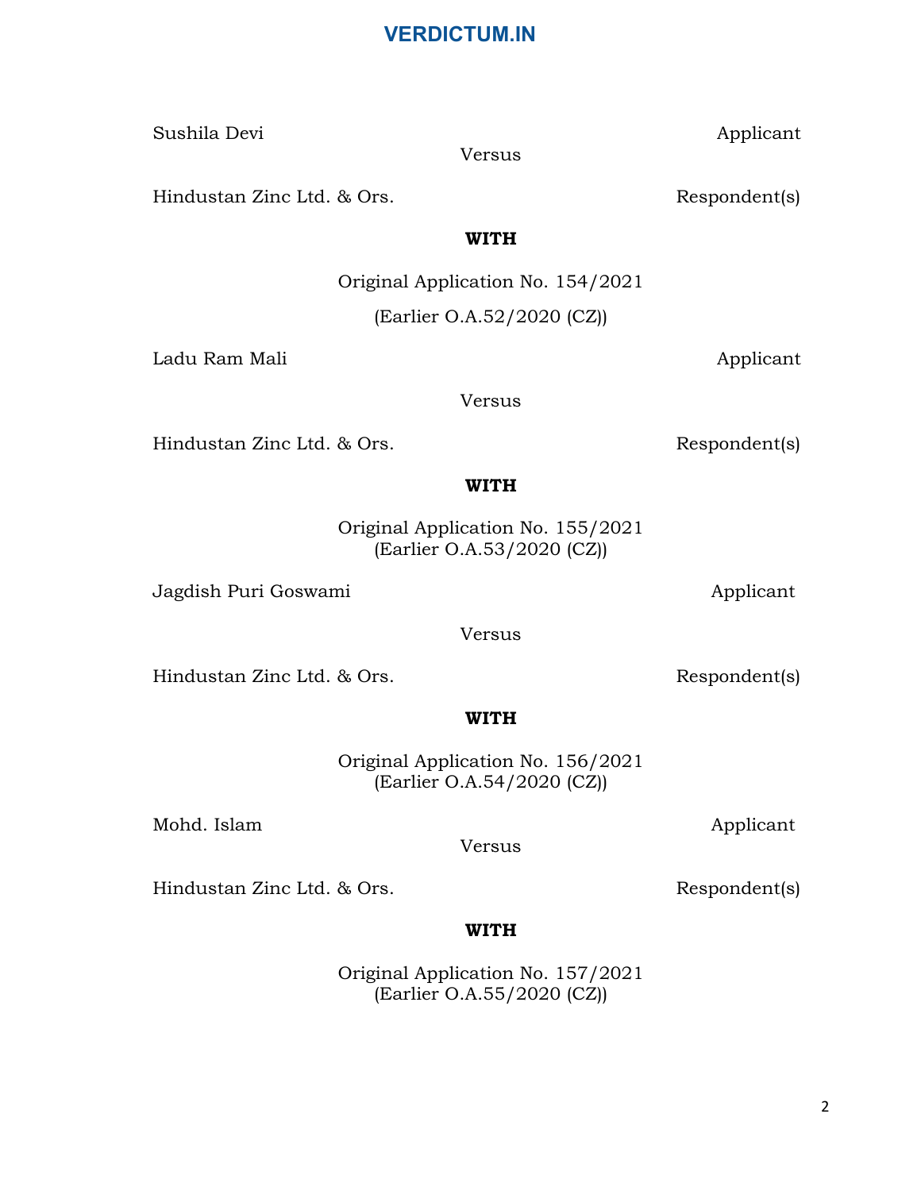Sushila Devi Applicant

Versus

Hindustan Zinc Ltd. & Ors. Respondent(s)

**WITH**

Original Application No. 154/2021

(Earlier O.A.52/2020 (CZ))

Ladu Ram Mali Applicant

Versus

Hindustan Zinc Ltd. & Ors. Respondent(s)

**WITH**

Original Application No. 155/2021
(Earlier O.A.53/2020 (CZ))

Jagdish Puri Goswami Applicant

Versus

Hindustan Zinc Ltd. & Ors. Respondent(s)

**WITH**

Original Application No. 156/2021
(Earlier O.A.54/2020 (CZ))

Mohd. Islam Applicant

Versus

Hindustan Zinc Ltd. & Ors. Respondent(s)

**WITH**

Original Application No. 157/2021
(Earlier O.A.55/2020 (CZ))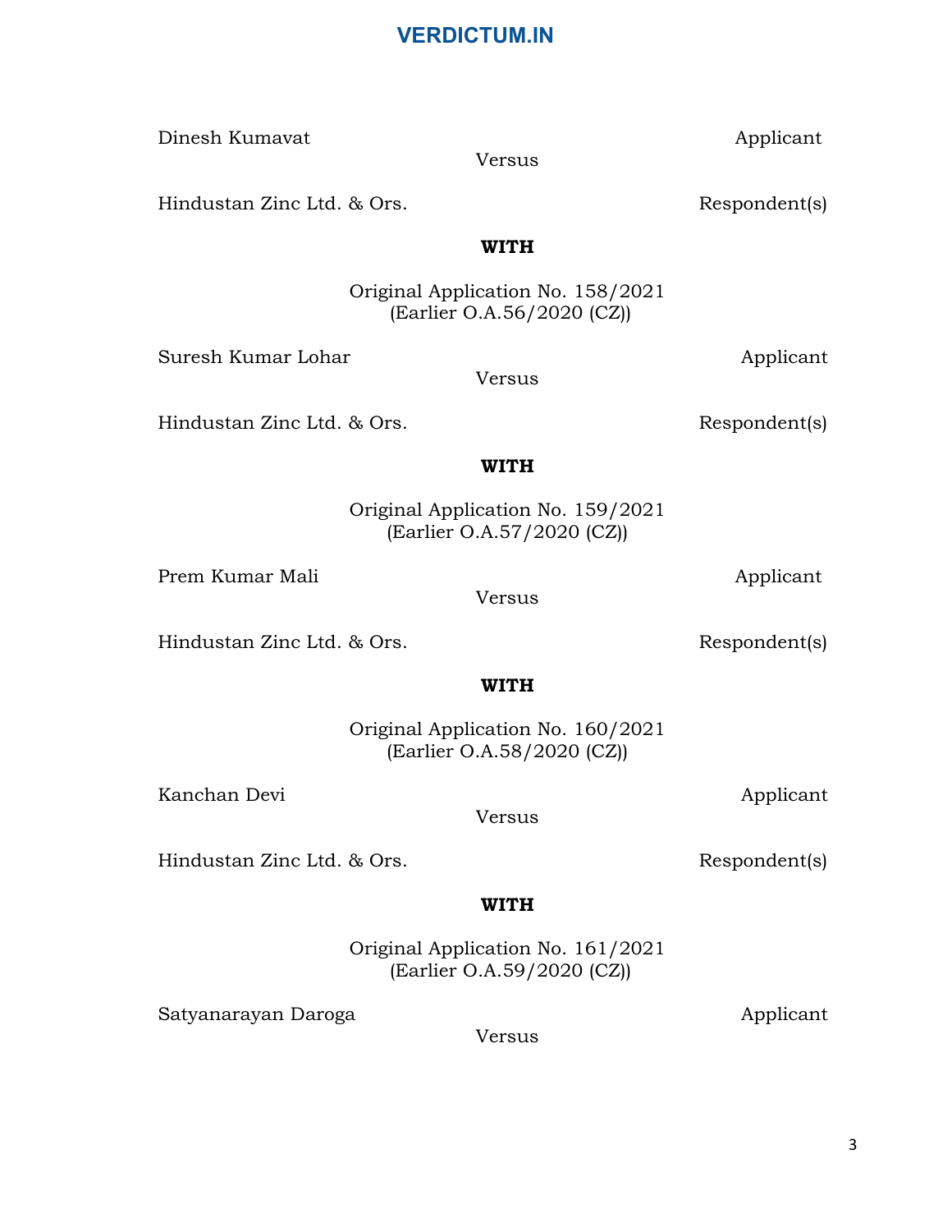Dinesh Kumavat &nbsp;&nbsp;&nbsp;&nbsp;&nbsp;&nbsp;&nbsp;&nbsp;&nbsp;&nbsp;&nbsp;&nbsp;&nbsp;&nbsp;&nbsp;&nbsp;&nbsp;&nbsp;&nbsp;&nbsp;&nbsp;&nbsp;&nbsp;&nbsp;&nbsp;&nbsp;&nbsp;&nbsp;&nbsp;&nbsp; Applicant

Versus

Hindustan Zinc Ltd. & Ors. &nbsp;&nbsp;&nbsp;&nbsp;&nbsp;&nbsp;&nbsp;&nbsp;&nbsp;&nbsp;&nbsp;&nbsp;&nbsp;&nbsp;&nbsp;&nbsp;&nbsp;&nbsp;&nbsp;&nbsp; Respondent(s)

**WITH**

Original Application No. 158/2021
(Earlier O.A.56/2020 (CZ))

Suresh Kumar Lohar &nbsp;&nbsp;&nbsp;&nbsp;&nbsp;&nbsp;&nbsp;&nbsp;&nbsp;&nbsp;&nbsp;&nbsp;&nbsp;&nbsp;&nbsp;&nbsp;&nbsp;&nbsp;&nbsp;&nbsp;&nbsp;&nbsp;&nbsp;&nbsp;&nbsp;&nbsp; Applicant

Versus

Hindustan Zinc Ltd. & Ors. &nbsp;&nbsp;&nbsp;&nbsp;&nbsp;&nbsp;&nbsp;&nbsp;&nbsp;&nbsp;&nbsp;&nbsp;&nbsp;&nbsp;&nbsp;&nbsp;&nbsp;&nbsp;&nbsp;&nbsp; Respondent(s)

**WITH**

Original Application No. 159/2021
(Earlier O.A.57/2020 (CZ))

Prem Kumar Mali &nbsp;&nbsp;&nbsp;&nbsp;&nbsp;&nbsp;&nbsp;&nbsp;&nbsp;&nbsp;&nbsp;&nbsp;&nbsp;&nbsp;&nbsp;&nbsp;&nbsp;&nbsp;&nbsp;&nbsp;&nbsp;&nbsp;&nbsp;&nbsp;&nbsp;&nbsp;&nbsp;&nbsp; Applicant

Versus

Hindustan Zinc Ltd. & Ors. &nbsp;&nbsp;&nbsp;&nbsp;&nbsp;&nbsp;&nbsp;&nbsp;&nbsp;&nbsp;&nbsp;&nbsp;&nbsp;&nbsp;&nbsp;&nbsp;&nbsp;&nbsp;&nbsp;&nbsp; Respondent(s)

**WITH**

Original Application No. 160/2021
(Earlier O.A.58/2020 (CZ))

Kanchan Devi &nbsp;&nbsp;&nbsp;&nbsp;&nbsp;&nbsp;&nbsp;&nbsp;&nbsp;&nbsp;&nbsp;&nbsp;&nbsp;&nbsp;&nbsp;&nbsp;&nbsp;&nbsp;&nbsp;&nbsp;&nbsp;&nbsp;&nbsp;&nbsp;&nbsp;&nbsp;&nbsp;&nbsp;&nbsp;&nbsp; Applicant

Versus

Hindustan Zinc Ltd. & Ors. &nbsp;&nbsp;&nbsp;&nbsp;&nbsp;&nbsp;&nbsp;&nbsp;&nbsp;&nbsp;&nbsp;&nbsp;&nbsp;&nbsp;&nbsp;&nbsp;&nbsp;&nbsp;&nbsp;&nbsp; Respondent(s)

**WITH**

Original Application No. 161/2021
(Earlier O.A.59/2020 (CZ))

Satyanarayan Daroga &nbsp;&nbsp;&nbsp;&nbsp;&nbsp;&nbsp;&nbsp;&nbsp;&nbsp;&nbsp;&nbsp;&nbsp;&nbsp;&nbsp;&nbsp;&nbsp;&nbsp;&nbsp;&nbsp;&nbsp;&nbsp;&nbsp;&nbsp;&nbsp;&nbsp; Applicant

Versus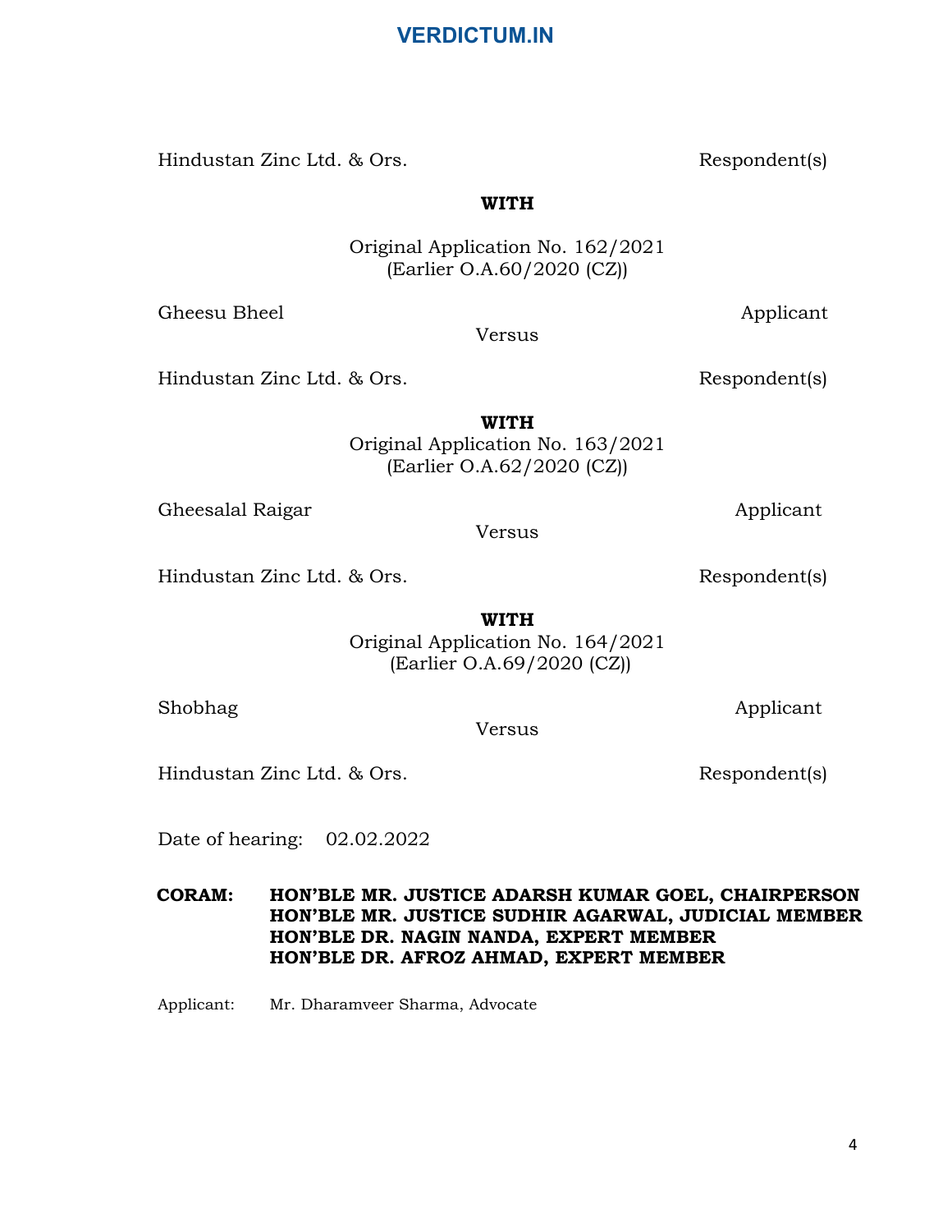Hindustan Zinc Ltd. & Ors. Respondent(s)

**WITH**

Original Application No. 162/2021
(Earlier O.A.60/2020 (CZ))

Gheesu Bheel Applicant

Versus

Hindustan Zinc Ltd. & Ors. Respondent(s)

**WITH**

Original Application No. 163/2021
(Earlier O.A.62/2020 (CZ))

Gheesalal Raigar Applicant

Versus

Hindustan Zinc Ltd. & Ors. Respondent(s)

**WITH**

Original Application No. 164/2021
(Earlier O.A.69/2020 (CZ))

Shobhag Applicant

Versus

Hindustan Zinc Ltd. & Ors. Respondent(s)

Date of hearing: 02.02.2022

**CORAM: HON'BLE MR. JUSTICE ADARSH KUMAR GOEL, CHAIRPERSON**
**HON'BLE MR. JUSTICE SUDHIR AGARWAL, JUDICIAL MEMBER**
**HON'BLE DR. NAGIN NANDA, EXPERT MEMBER**
**HON'BLE DR. AFROZ AHMAD, EXPERT MEMBER**

Applicant: Mr. Dharamveer Sharma, Advocate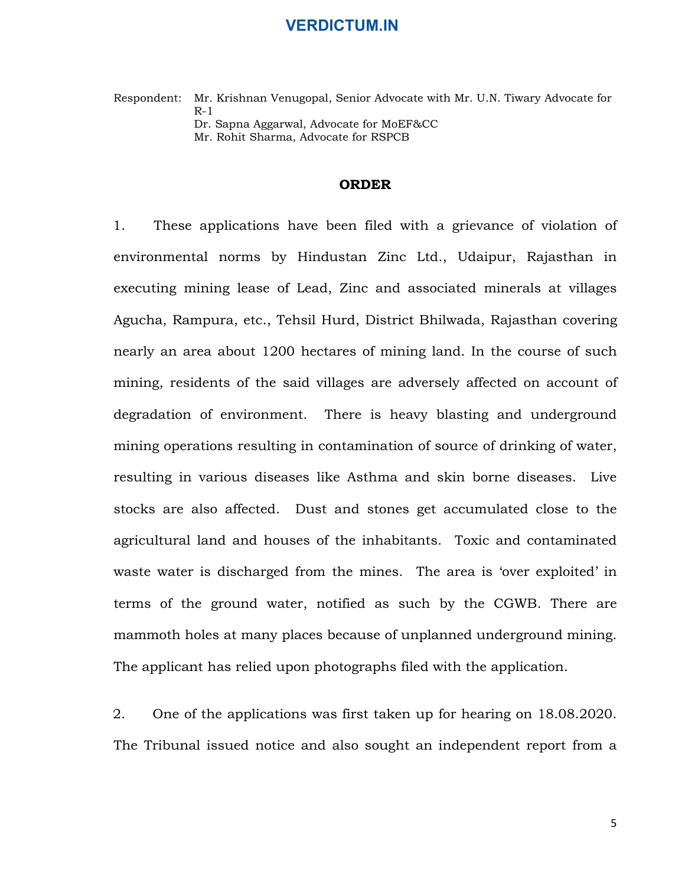Respondent: Mr. Krishnan Venugopal, Senior Advocate with Mr. U.N. Tiwary Advocate for R-1
Dr. Sapna Aggarwal, Advocate for MoEF&CC
Mr. Rohit Sharma, Advocate for RSPCB

## ORDER

1. These applications have been filed with a grievance of violation of environmental norms by Hindustan Zinc Ltd., Udaipur, Rajasthan in executing mining lease of Lead, Zinc and associated minerals at villages Agucha, Rampura, etc., Tehsil Hurd, District Bhilwada, Rajasthan covering nearly an area about 1200 hectares of mining land. In the course of such mining, residents of the said villages are adversely affected on account of degradation of environment. There is heavy blasting and underground mining operations resulting in contamination of source of drinking of water, resulting in various diseases like Asthma and skin borne diseases. Live stocks are also affected. Dust and stones get accumulated close to the agricultural land and houses of the inhabitants. Toxic and contaminated waste water is discharged from the mines. The area is 'over exploited' in terms of the ground water, notified as such by the CGWB. There are mammoth holes at many places because of unplanned underground mining. The applicant has relied upon photographs filed with the application.

2. One of the applications was first taken up for hearing on 18.08.2020. The Tribunal issued notice and also sought an independent report from a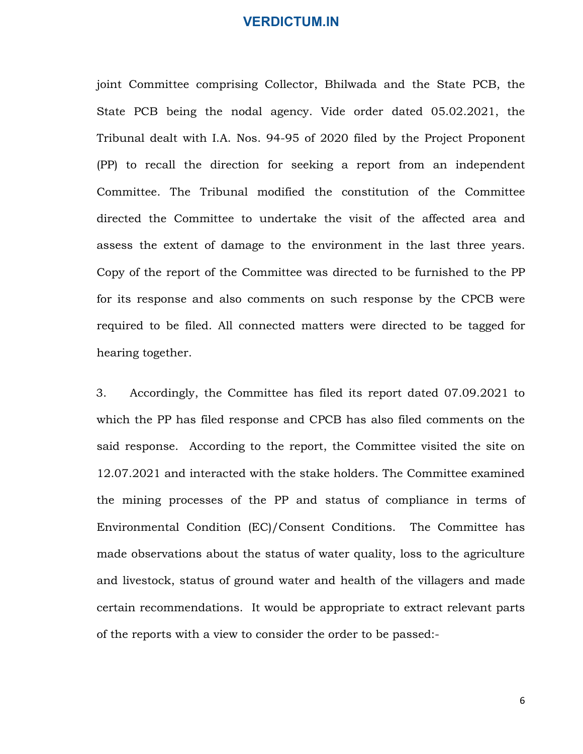joint Committee comprising Collector, Bhilwada and the State PCB, the State PCB being the nodal agency. Vide order dated 05.02.2021, the Tribunal dealt with I.A. Nos. 94-95 of 2020 filed by the Project Proponent (PP) to recall the direction for seeking a report from an independent Committee. The Tribunal modified the constitution of the Committee directed the Committee to undertake the visit of the affected area and assess the extent of damage to the environment in the last three years. Copy of the report of the Committee was directed to be furnished to the PP for its response and also comments on such response by the CPCB were required to be filed. All connected matters were directed to be tagged for hearing together.

3. Accordingly, the Committee has filed its report dated 07.09.2021 to which the PP has filed response and CPCB has also filed comments on the said response. According to the report, the Committee visited the site on 12.07.2021 and interacted with the stake holders. The Committee examined the mining processes of the PP and status of compliance in terms of Environmental Condition (EC)/Consent Conditions. The Committee has made observations about the status of water quality, loss to the agriculture and livestock, status of ground water and health of the villagers and made certain recommendations. It would be appropriate to extract relevant parts of the reports with a view to consider the order to be passed:-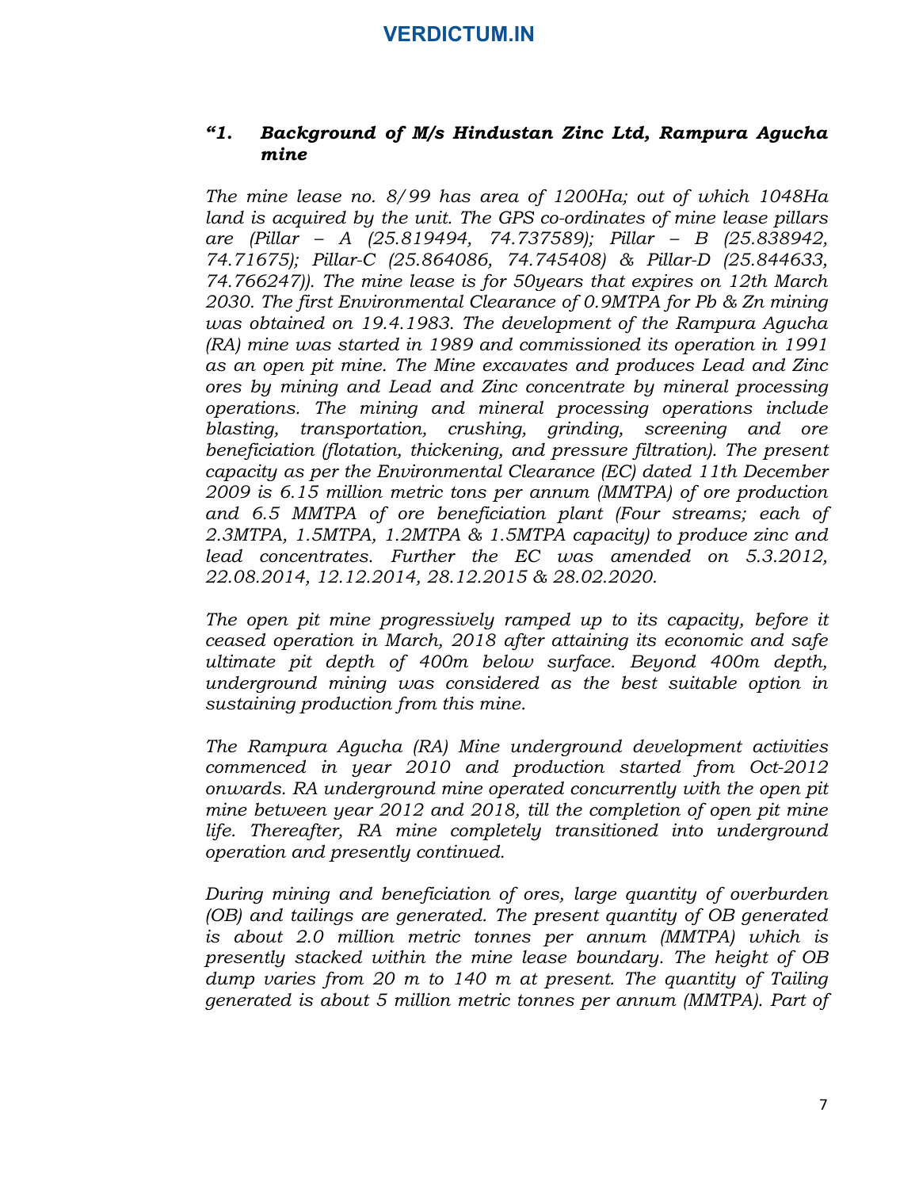*“1. **Background of M/s Hindustan Zinc Ltd, Rampura Agucha mine***

*The mine lease no. 8/99 has area of 1200Ha; out of which 1048Ha land is acquired by the unit. The GPS co-ordinates of mine lease pillars are (Pillar – A (25.819494, 74.737589); Pillar – B (25.838942, 74.71675); Pillar-C (25.864086, 74.745408) & Pillar-D (25.844633, 74.766247)). The mine lease is for 50years that expires on 12th March 2030. The first Environmental Clearance of 0.9MTPA for Pb & Zn mining was obtained on 19.4.1983. The development of the Rampura Agucha (RA) mine was started in 1989 and commissioned its operation in 1991 as an open pit mine. The Mine excavates and produces Lead and Zinc ores by mining and Lead and Zinc concentrate by mineral processing operations. The mining and mineral processing operations include blasting, transportation, crushing, grinding, screening and ore beneficiation (flotation, thickening, and pressure filtration). The present capacity as per the Environmental Clearance (EC) dated 11th December 2009 is 6.15 million metric tons per annum (MMTPA) of ore production and 6.5 MMTPA of ore beneficiation plant (Four streams; each of 2.3MTPA, 1.5MTPA, 1.2MTPA & 1.5MTPA capacity) to produce zinc and lead concentrates. Further the EC was amended on 5.3.2012, 22.08.2014, 12.12.2014, 28.12.2015 & 28.02.2020.*

*The open pit mine progressively ramped up to its capacity, before it ceased operation in March, 2018 after attaining its economic and safe ultimate pit depth of 400m below surface. Beyond 400m depth, underground mining was considered as the best suitable option in sustaining production from this mine.*

*The Rampura Agucha (RA) Mine underground development activities commenced in year 2010 and production started from Oct-2012 onwards. RA underground mine operated concurrently with the open pit mine between year 2012 and 2018, till the completion of open pit mine life. Thereafter, RA mine completely transitioned into underground operation and presently continued.*

*During mining and beneficiation of ores, large quantity of overburden (OB) and tailings are generated. The present quantity of OB generated is about 2.0 million metric tonnes per annum (MMTPA) which is presently stacked within the mine lease boundary. The height of OB dump varies from 20 m to 140 m at present. The quantity of Tailing generated is about 5 million metric tonnes per annum (MMTPA). Part of*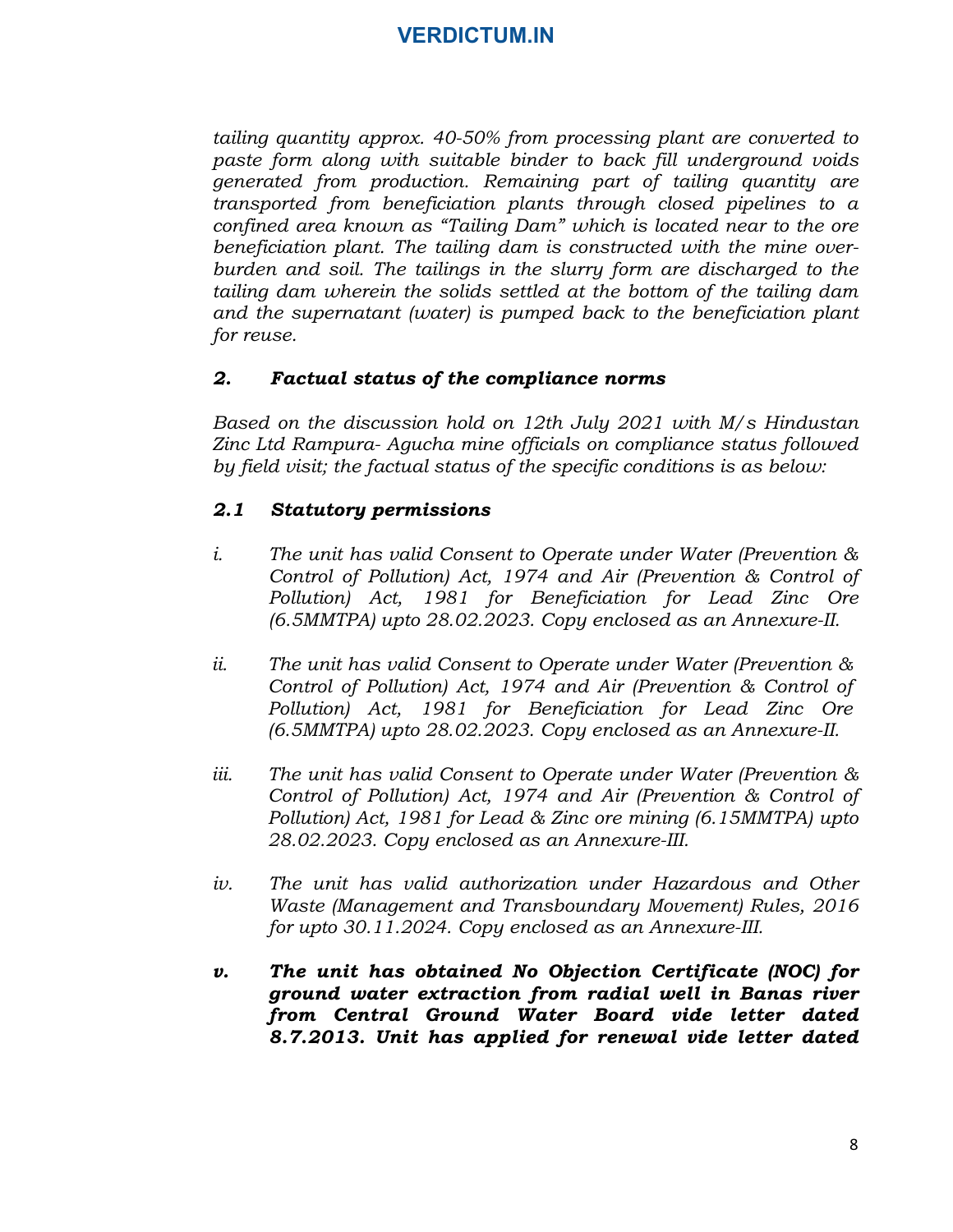*tailing quantity approx. 40-50% from processing plant are converted to paste form along with suitable binder to back fill underground voids generated from production. Remaining part of tailing quantity are transported from beneficiation plants through closed pipelines to a confined area known as "Tailing Dam" which is located near to the ore beneficiation plant. The tailing dam is constructed with the mine over-burden and soil. The tailings in the slurry form are discharged to the tailing dam wherein the solids settled at the bottom of the tailing dam and the supernatant (water) is pumped back to the beneficiation plant for reuse.*

### *2. Factual status of the compliance norms*

*Based on the discussion hold on 12th July 2021 with M/s Hindustan Zinc Ltd Rampura- Agucha mine officials on compliance status followed by field visit; the factual status of the specific conditions is as below:*

### *2.1 Statutory permissions*

*i. The unit has valid Consent to Operate under Water (Prevention & Control of Pollution) Act, 1974 and Air (Prevention & Control of Pollution) Act, 1981 for Beneficiation for Lead Zinc Ore (6.5MMTPA) upto 28.02.2023. Copy enclosed as an Annexure-II.*

*ii. The unit has valid Consent to Operate under Water (Prevention & Control of Pollution) Act, 1974 and Air (Prevention & Control of Pollution) Act, 1981 for Beneficiation for Lead Zinc Ore (6.5MMTPA) upto 28.02.2023. Copy enclosed as an Annexure-II.*

*iii. The unit has valid Consent to Operate under Water (Prevention & Control of Pollution) Act, 1974 and Air (Prevention & Control of Pollution) Act, 1981 for Lead & Zinc ore mining (6.15MMTPA) upto 28.02.2023. Copy enclosed as an Annexure-III.*

*iv. The unit has valid authorization under Hazardous and Other Waste (Management and Transboundary Movement) Rules, 2016 for upto 30.11.2024. Copy enclosed as an Annexure-III.*

***v. The unit has obtained No Objection Certificate (NOC) for ground water extraction from radial well in Banas river from Central Ground Water Board vide letter dated 8.7.2013. Unit has applied for renewal vide letter dated***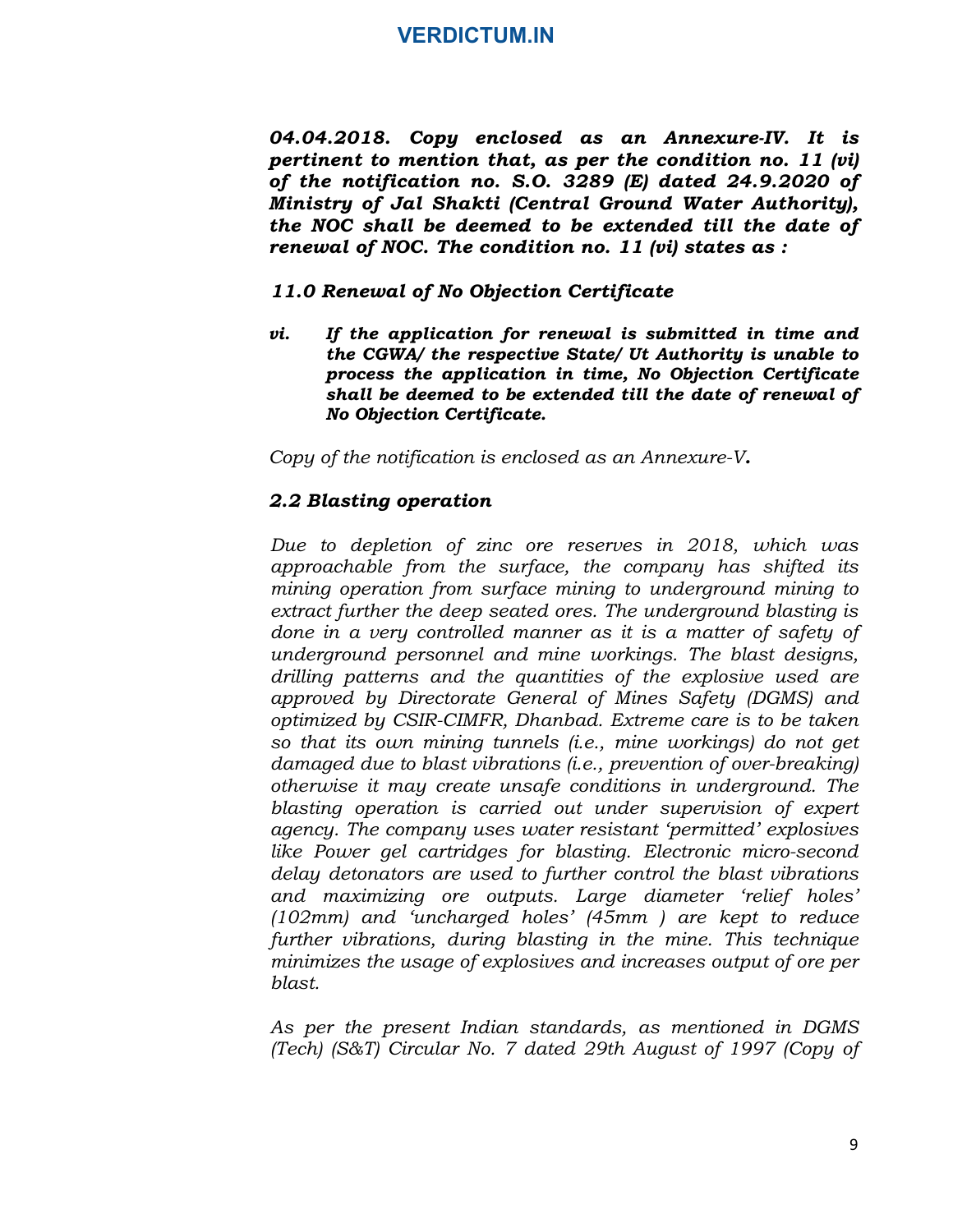***04.04.2018. Copy enclosed as an Annexure-IV. It is pertinent to mention that, as per the condition no. 11 (vi) of the notification no. S.O. 3289 (E) dated 24.9.2020 of Ministry of Jal Shakti (Central Ground Water Authority), the NOC shall be deemed to be extended till the date of renewal of NOC. The condition no. 11 (vi) states as :***

***11.0 Renewal of No Objection Certificate***

***vi. If the application for renewal is submitted in time and the CGWA/ the respective State/ Ut Authority is unable to process the application in time, No Objection Certificate shall be deemed to be extended till the date of renewal of No Objection Certificate.***

*Copy of the notification is enclosed as an Annexure-V**.***

***2.2 Blasting operation***

*Due to depletion of zinc ore reserves in 2018, which was approachable from the surface, the company has shifted its mining operation from surface mining to underground mining to extract further the deep seated ores. The underground blasting is done in a very controlled manner as it is a matter of safety of underground personnel and mine workings. The blast designs, drilling patterns and the quantities of the explosive used are approved by Directorate General of Mines Safety (DGMS) and optimized by CSIR-CIMFR, Dhanbad. Extreme care is to be taken so that its own mining tunnels (i.e., mine workings) do not get damaged due to blast vibrations (i.e., prevention of over-breaking) otherwise it may create unsafe conditions in underground. The blasting operation is carried out under supervision of expert agency. The company uses water resistant 'permitted' explosives like Power gel cartridges for blasting. Electronic micro-second delay detonators are used to further control the blast vibrations and maximizing ore outputs. Large diameter 'relief holes' (102mm) and 'uncharged holes' (45mm ) are kept to reduce further vibrations, during blasting in the mine. This technique minimizes the usage of explosives and increases output of ore per blast.*

*As per the present Indian standards, as mentioned in DGMS (Tech) (S&T) Circular No. 7 dated 29th August of 1997 (Copy of*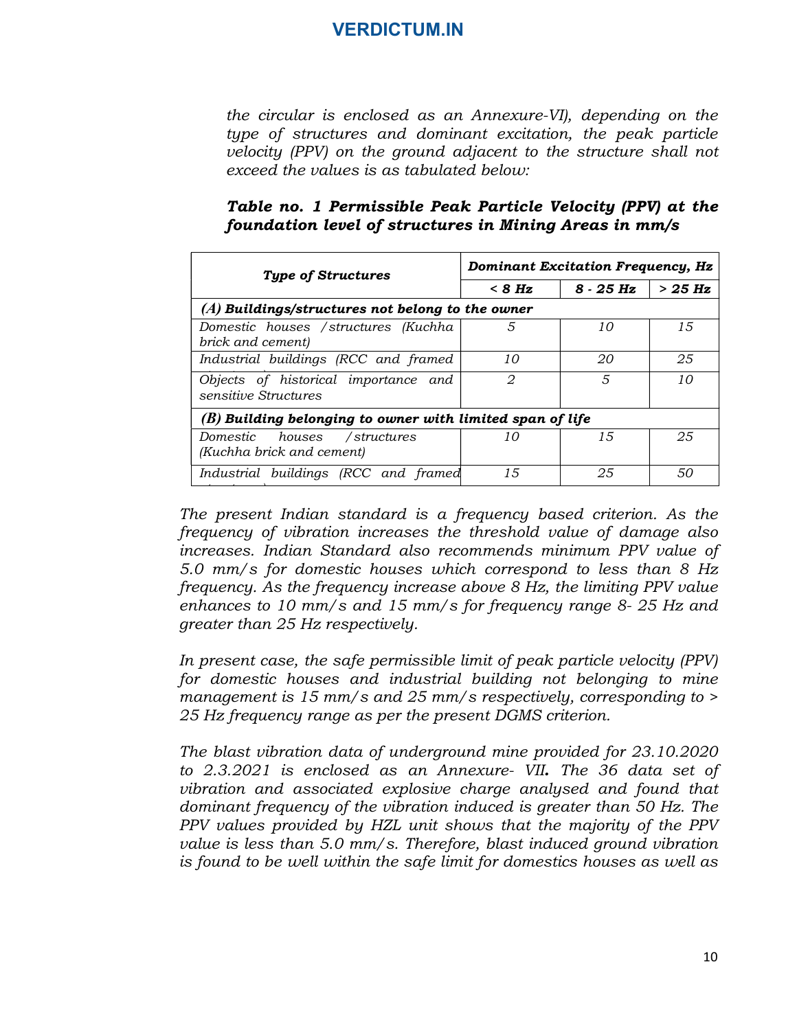*the circular is enclosed as an Annexure-VI), depending on the type of structures and dominant excitation, the peak particle velocity (PPV) on the ground adjacent to the structure shall not exceed the values is as tabulated below:*

***Table no. 1 Permissible Peak Particle Velocity (PPV) at the foundation level of structures in Mining Areas in mm/s***

| *Type of Structures* | *Dominant Excitation Frequency, Hz* | | |
|---|---|---|---|
| | *< 8 Hz* | *8 - 25 Hz* | *> 25 Hz* |
| ***(A) Buildings/structures not belong to the owner*** | | | |
| *Domestic houses /structures (Kuchha brick and cement)* | *5* | *10* | *15* |
| *Industrial buildings (RCC and framed* | *10* | *20* | *25* |
| *Objects of historical importance and sensitive Structures* | *2* | *5* | *10* |
| ***(B) Building belonging to owner with limited span of life*** | | | |
| *Domestic houses /structures (Kuchha brick and cement)* | *10* | *15* | *25* |
| *Industrial buildings (RCC and framed* | *15* | *25* | *50* |

*The present Indian standard is a frequency based criterion. As the frequency of vibration increases the threshold value of damage also increases. Indian Standard also recommends minimum PPV value of 5.0 mm/s for domestic houses which correspond to less than 8 Hz frequency. As the frequency increase above 8 Hz, the limiting PPV value enhances to 10 mm/s and 15 mm/s for frequency range 8- 25 Hz and greater than 25 Hz respectively.*

*In present case, the safe permissible limit of peak particle velocity (PPV) for domestic houses and industrial building not belonging to mine management is 15 mm/s and 25 mm/s respectively, corresponding to > 25 Hz frequency range as per the present DGMS criterion.*

*The blast vibration data of underground mine provided for 23.10.2020 to 2.3.2021 is enclosed as an Annexure- VII. The 36 data set of vibration and associated explosive charge analysed and found that dominant frequency of the vibration induced is greater than 50 Hz. The PPV values provided by HZL unit shows that the majority of the PPV value is less than 5.0 mm/s. Therefore, blast induced ground vibration is found to be well within the safe limit for domestics houses as well as*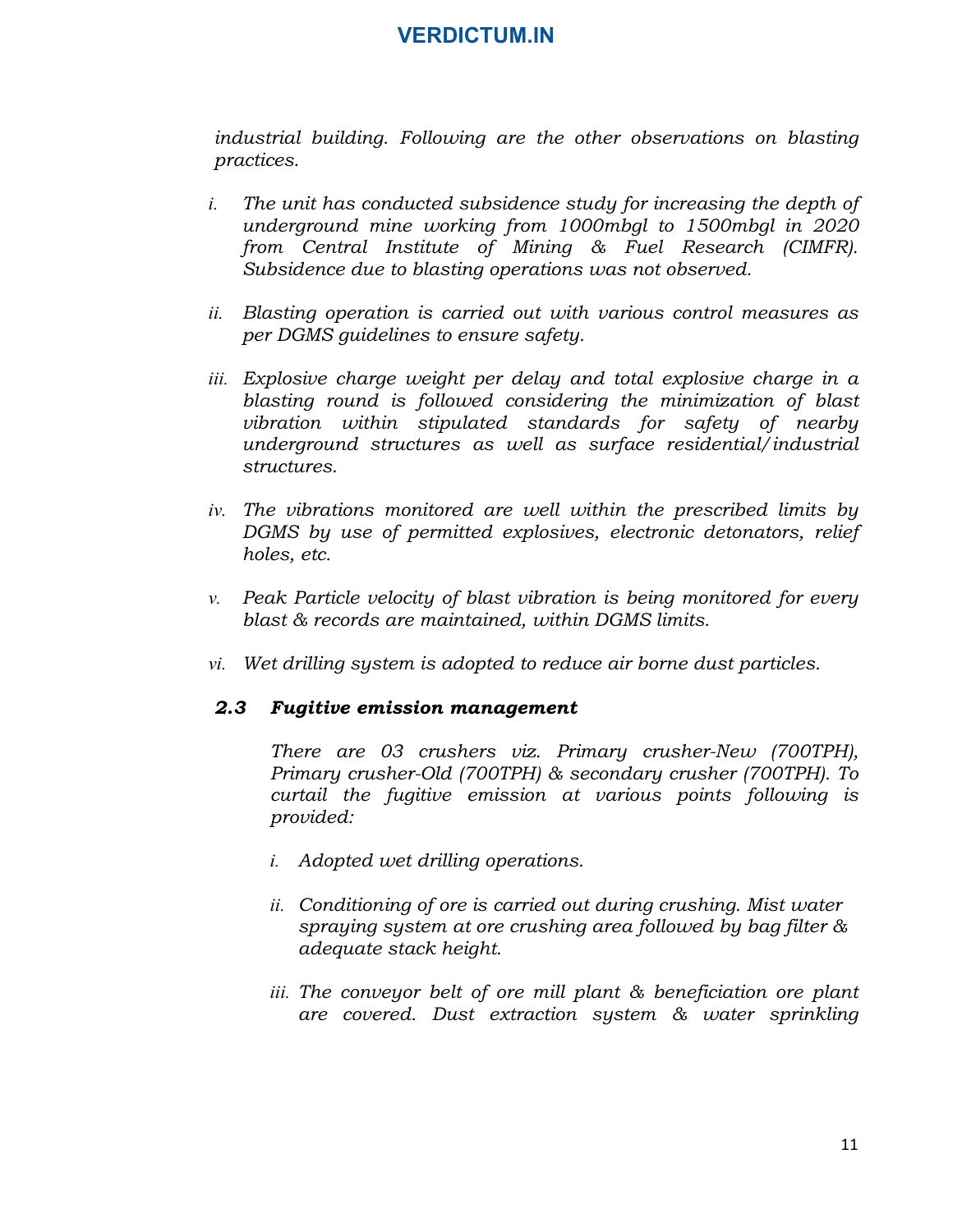*industrial building. Following are the other observations on blasting practices.*

*i. The unit has conducted subsidence study for increasing the depth of underground mine working from 1000mbgl to 1500mbgl in 2020 from Central Institute of Mining & Fuel Research (CIMFR). Subsidence due to blasting operations was not observed.*

*ii. Blasting operation is carried out with various control measures as per DGMS guidelines to ensure safety.*

*iii. Explosive charge weight per delay and total explosive charge in a blasting round is followed considering the minimization of blast vibration within stipulated standards for safety of nearby underground structures as well as surface residential/industrial structures.*

*iv. The vibrations monitored are well within the prescribed limits by DGMS by use of permitted explosives, electronic detonators, relief holes, etc.*

*v. Peak Particle velocity of blast vibration is being monitored for every blast & records are maintained, within DGMS limits.*

*vi. Wet drilling system is adopted to reduce air borne dust particles.*

***2.3 Fugitive emission management***

*There are 03 crushers viz. Primary crusher-New (700TPH), Primary crusher-Old (700TPH) & secondary crusher (700TPH). To curtail the fugitive emission at various points following is provided:*

*i. Adopted wet drilling operations.*

*ii. Conditioning of ore is carried out during crushing. Mist water spraying system at ore crushing area followed by bag filter & adequate stack height.*

*iii. The conveyor belt of ore mill plant & beneficiation ore plant are covered. Dust extraction system & water sprinkling*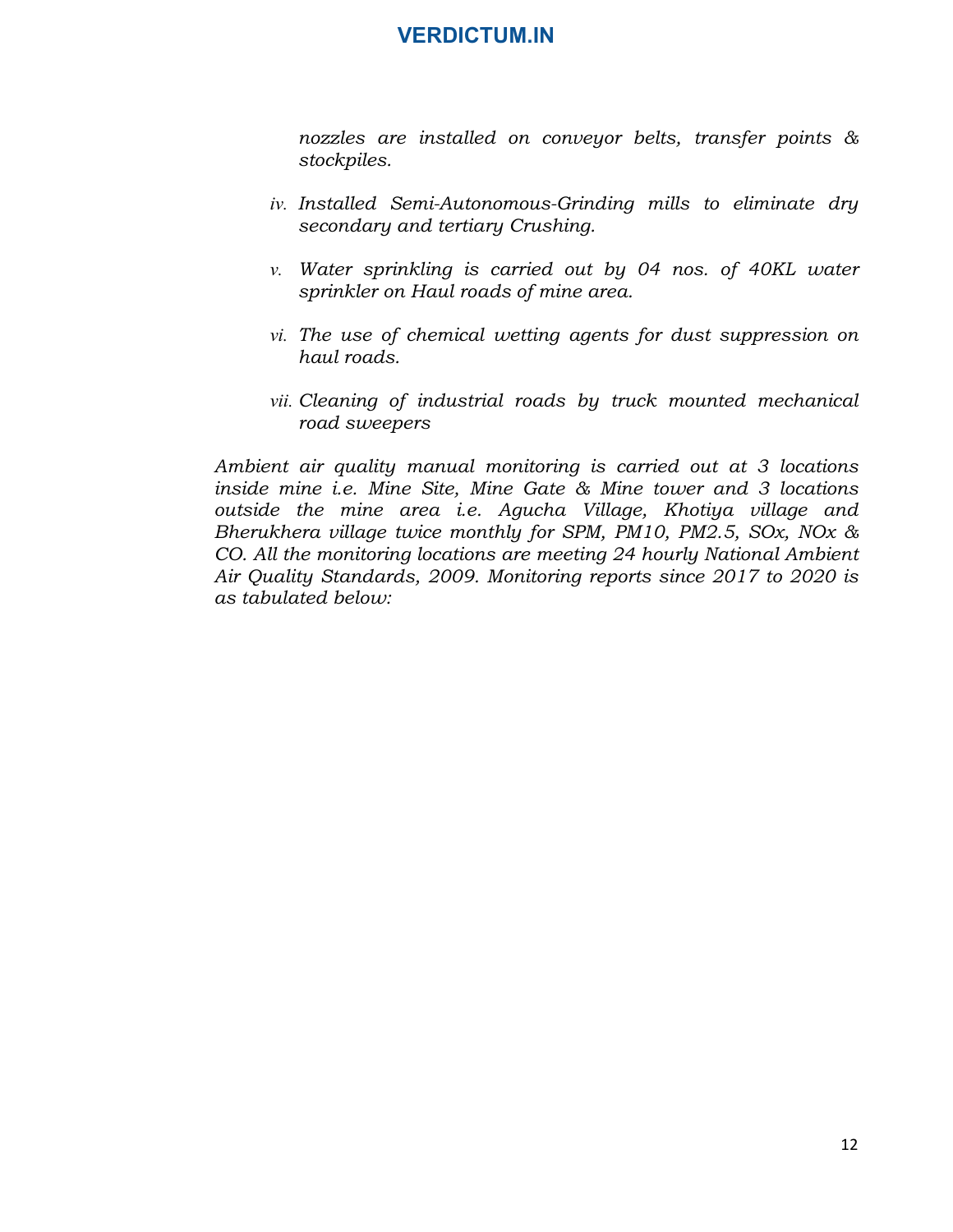*nozzles are installed on conveyor belts, transfer points & stockpiles.*

- iv. *Installed Semi-Autonomous-Grinding mills to eliminate dry secondary and tertiary Crushing.*

- v. *Water sprinkling is carried out by 04 nos. of 40KL water sprinkler on Haul roads of mine area.*

- vi. *The use of chemical wetting agents for dust suppression on haul roads.*

- vii. *Cleaning of industrial roads by truck mounted mechanical road sweepers*

*Ambient air quality manual monitoring is carried out at 3 locations inside mine i.e. Mine Site, Mine Gate & Mine tower and 3 locations outside the mine area i.e. Agucha Village, Khotiya village and Bherukhera village twice monthly for SPM, PM10, PM2.5, SOx, NOx & CO. All the monitoring locations are meeting 24 hourly National Ambient Air Quality Standards, 2009. Monitoring reports since 2017 to 2020 is as tabulated below:*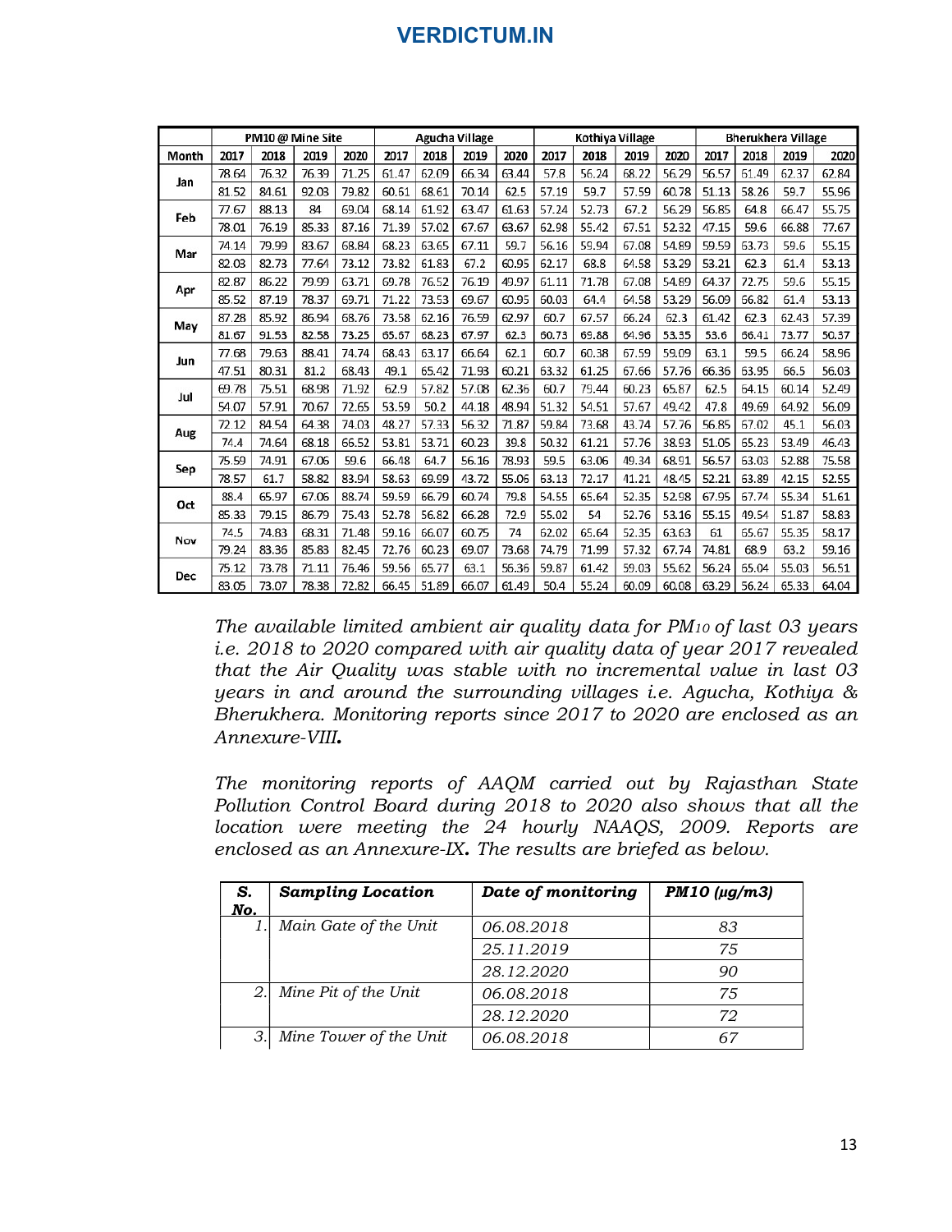| Month | PM10 @ Mine Site | | | | Agucha Village | | | | Kothiya Village | | | | Bherukhera Village | | | |
|---|---|---|---|---|---|---|---|---|---|---|---|---|---|---|---|---|
| | 2017 | 2018 | 2019 | 2020 | 2017 | 2018 | 2019 | 2020 | 2017 | 2018 | 2019 | 2020 | 2017 | 2018 | 2019 | 2020 |
| Jan | 78.64 | 76.32 | 76.39 | 71.25 | 61.47 | 62.09 | 66.34 | 63.44 | 57.8 | 56.24 | 68.22 | 56.29 | 56.57 | 61.49 | 62.37 | 62.84 |
| | 81.52 | 84.61 | 92.03 | 79.82 | 60.61 | 68.61 | 70.14 | 62.5 | 57.19 | 59.7 | 57.59 | 60.78 | 51.13 | 58.26 | 59.7 | 55.96 |
| Feb | 77.67 | 88.13 | 84 | 69.04 | 68.14 | 61.92 | 63.47 | 61.63 | 57.24 | 52.73 | 67.2 | 56.29 | 56.85 | 64.8 | 66.47 | 55.75 |
| | 78.01 | 76.19 | 85.33 | 87.16 | 71.39 | 57.02 | 67.67 | 63.67 | 62.98 | 55.42 | 67.51 | 52.32 | 47.15 | 59.6 | 66.88 | 77.67 |
| Mar | 74.14 | 79.99 | 83.67 | 68.84 | 68.23 | 63.65 | 67.11 | 59.7 | 56.16 | 59.94 | 67.08 | 54.89 | 59.59 | 63.73 | 59.6 | 55.15 |
| | 82.03 | 82.73 | 77.64 | 73.12 | 73.82 | 61.83 | 67.2 | 60.95 | 62.17 | 68.8 | 64.58 | 53.29 | 53.21 | 62.3 | 61.4 | 53.13 |
| Apr | 82.87 | 86.22 | 79.99 | 63.71 | 69.78 | 76.52 | 76.19 | 49.97 | 61.11 | 71.78 | 67.08 | 54.89 | 64.37 | 72.75 | 59.6 | 55.15 |
| | 85.52 | 87.19 | 78.37 | 69.71 | 71.22 | 73.53 | 69.67 | 60.95 | 60.03 | 64.4 | 64.58 | 53.29 | 56.09 | 66.82 | 61.4 | 53.13 |
| May | 87.28 | 85.92 | 86.94 | 68.76 | 73.58 | 62.16 | 76.59 | 62.97 | 60.7 | 67.57 | 66.24 | 62.3 | 61.42 | 62.3 | 62.43 | 57.39 |
| | 81.67 | 91.53 | 82.58 | 73.25 | 65.67 | 68.23 | 67.97 | 62.3 | 60.73 | 69.88 | 64.96 | 53.35 | 53.6 | 66.41 | 73.77 | 50.37 |
| Jun | 77.68 | 79.63 | 88.41 | 74.74 | 68.43 | 63.17 | 66.64 | 62.1 | 60.7 | 60.38 | 67.59 | 59.09 | 63.1 | 59.5 | 66.24 | 58.96 |
| | 47.51 | 80.31 | 81.2 | 68.43 | 49.1 | 65.42 | 71.93 | 60.21 | 63.32 | 61.25 | 67.66 | 57.76 | 66.36 | 63.95 | 66.5 | 56.03 |
| Jul | 69.78 | 75.51 | 68.98 | 71.92 | 62.9 | 57.82 | 57.08 | 62.36 | 60.7 | 79.44 | 60.23 | 65.87 | 62.5 | 64.15 | 60.14 | 52.49 |
| | 54.07 | 57.91 | 70.67 | 72.65 | 53.59 | 50.2 | 44.18 | 48.94 | 51.32 | 54.51 | 57.67 | 49.42 | 47.8 | 49.69 | 64.92 | 56.09 |
| Aug | 72.12 | 84.54 | 64.38 | 74.03 | 48.27 | 57.33 | 56.32 | 71.87 | 59.84 | 73.68 | 43.74 | 57.76 | 56.85 | 67.02 | 45.1 | 56.03 |
| | 74.4 | 74.64 | 68.18 | 66.52 | 53.81 | 53.71 | 60.23 | 39.8 | 50.32 | 61.21 | 57.76 | 38.93 | 51.05 | 65.23 | 53.49 | 46.43 |
| Sep | 75.59 | 74.91 | 67.06 | 59.6 | 66.48 | 64.7 | 56.16 | 78.93 | 59.5 | 63.06 | 49.34 | 68.91 | 56.57 | 63.03 | 52.88 | 75.58 |
| | 78.57 | 61.7 | 58.82 | 83.94 | 58.63 | 69.99 | 43.72 | 55.06 | 63.13 | 72.17 | 41.21 | 48.45 | 52.21 | 63.89 | 42.15 | 52.55 |
| Oct | 88.4 | 65.97 | 67.06 | 88.74 | 59.59 | 66.79 | 60.74 | 79.8 | 54.55 | 65.64 | 52.35 | 52.98 | 67.95 | 67.74 | 55.34 | 51.61 |
| | 85.33 | 79.15 | 86.79 | 75.43 | 52.78 | 56.82 | 66.28 | 72.9 | 55.02 | 54 | 52.76 | 53.16 | 55.15 | 49.54 | 51.87 | 58.83 |
| Nov | 74.5 | 74.83 | 68.31 | 71.48 | 59.16 | 66.07 | 60.75 | 74 | 62.02 | 65.64 | 52.35 | 63.63 | 61 | 65.67 | 55.35 | 58.17 |
| | 79.24 | 83.36 | 85.83 | 82.45 | 72.76 | 60.23 | 69.07 | 73.68 | 74.79 | 71.99 | 57.32 | 67.74 | 74.81 | 68.9 | 63.2 | 59.16 |
| Dec | 75.12 | 73.78 | 71.11 | 76.46 | 59.56 | 65.77 | 63.1 | 56.36 | 59.87 | 61.42 | 59.03 | 55.62 | 56.24 | 65.04 | 55.03 | 56.51 |
| | 83.05 | 73.07 | 78.38 | 72.82 | 66.45 | 51.89 | 66.07 | 61.49 | 50.4 | 55.24 | 60.09 | 60.08 | 63.29 | 56.24 | 65.33 | 64.04 |

*The available limited ambient air quality data for $PM_{10}$ of last 03 years i.e. 2018 to 2020 compared with air quality data of year 2017 revealed that the Air Quality was stable with no incremental value in last 03 years in and around the surrounding villages i.e. Agucha, Kothiya & Bherukhera. Monitoring reports since 2017 to 2020 are enclosed as an Annexure-VIII.*

*The monitoring reports of AAQM carried out by Rajasthan State Pollution Control Board during 2018 to 2020 also shows that all the location were meeting the 24 hourly NAAQS, 2009. Reports are enclosed as an Annexure-IX. The results are briefed as below.*

| S. No. | Sampling Location | Date of monitoring | PM10 (µg/m3) |
|---|---|---|---|
| 1. | Main Gate of the Unit | 06.08.2018 | 83 |
| | | 25.11.2019 | 75 |
| | | 28.12.2020 | 90 |
| 2. | Mine Pit of the Unit | 06.08.2018 | 75 |
| | | 28.12.2020 | 72 |
| 3. | Mine Tower of the Unit | 06.08.2018 | 67 |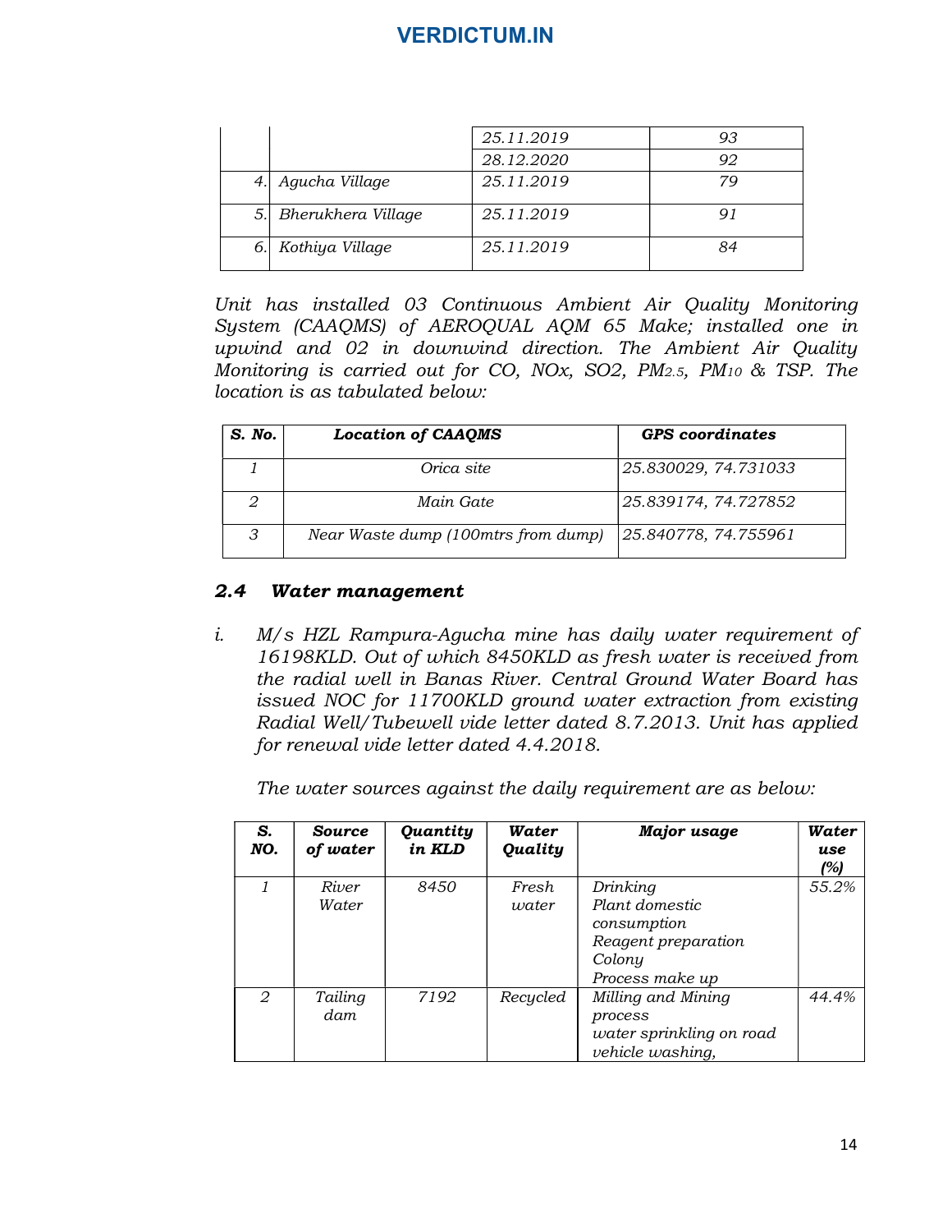| | | 25.11.2019 | 93 |
|---|---|---|---|
| | | 28.12.2020 | 92 |
| 4. | Agucha Village | 25.11.2019 | 79 |
| 5. | Bherukhera Village | 25.11.2019 | 91 |
| 6. | Kothiya Village | 25.11.2019 | 84 |

*Unit has installed 03 Continuous Ambient Air Quality Monitoring System (CAAQMS) of AEROQUAL AQM 65 Make; installed one in upwind and 02 in downwind direction. The Ambient Air Quality Monitoring is carried out for CO, NOx, SO2, $PM_{2.5}$, $PM_{10}$ & TSP. The location is as tabulated below:*

| S. No. | Location of CAAQMS | GPS coordinates |
|---|---|---|
| 1 | Orica site | 25.830029, 74.731033 |
| 2 | Main Gate | 25.839174, 74.727852 |
| 3 | Near Waste dump (100mtrs from dump) | 25.840778, 74.755961 |

### *2.4 Water management*

*i. M/s HZL Rampura-Agucha mine has daily water requirement of 16198KLD. Out of which 8450KLD as fresh water is received from the radial well in Banas River. Central Ground Water Board has issued NOC for 11700KLD ground water extraction from existing Radial Well/Tubewell vide letter dated 8.7.2013. Unit has applied for renewal vide letter dated 4.4.2018.*

*The water sources against the daily requirement are as below:*

| S. NO. | Source of water | Quantity in KLD | Water Quality | Major usage | Water use (%) |
|---|---|---|---|---|---|
| 1 | River Water | 8450 | Fresh water | Drinking<br>Plant domestic consumption<br>Reagent preparation<br>Colony<br>Process make up | 55.2% |
| 2 | Tailing dam | 7192 | Recycled | Milling and Mining process<br>water sprinkling on road<br>vehicle washing, | 44.4% |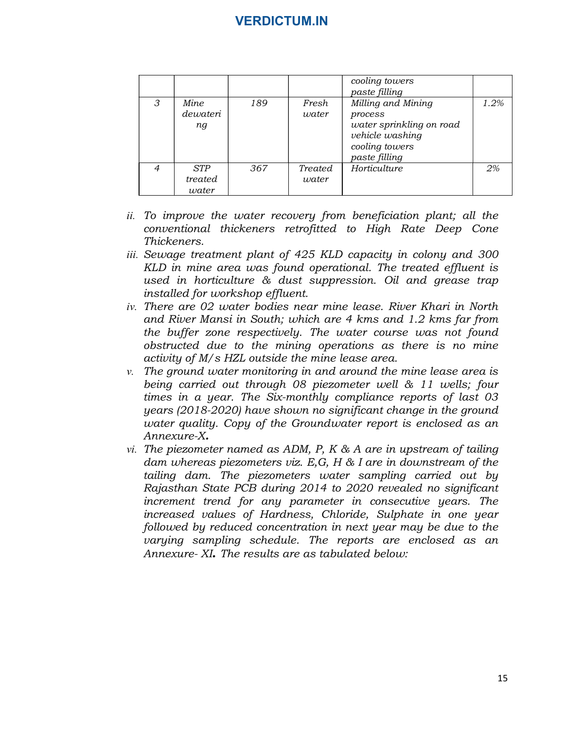| | | | | cooling towers<br>paste filling | |
|---|---|---|---|---|---|
| 3 | Mine dewatering | 189 | Fresh water | Milling and Mining process<br>water sprinkling on road<br>vehicle washing<br>cooling towers<br>paste filling | 1.2% |
| 4 | STP treated water | 367 | Treated water | Horticulture | 2% |

*ii. To improve the water recovery from beneficiation plant; all the conventional thickeners retrofitted to High Rate Deep Cone Thickeners.*

*iii. Sewage treatment plant of 425 KLD capacity in colony and 300 KLD in mine area was found operational. The treated effluent is used in horticulture & dust suppression. Oil and grease trap installed for workshop effluent.*

*iv. There are 02 water bodies near mine lease. River Khari in North and River Mansi in South; which are 4 kms and 1.2 kms far from the buffer zone respectively. The water course was not found obstructed due to the mining operations as there is no mine activity of M/s HZL outside the mine lease area.*

*v. The ground water monitoring in and around the mine lease area is being carried out through 08 piezometer well & 11 wells; four times in a year. The Six-monthly compliance reports of last 03 years (2018-2020) have shown no significant change in the ground water quality. Copy of the Groundwater report is enclosed as an Annexure-X**.***

*vi. The piezometer named as ADM, P, K & A are in upstream of tailing dam whereas piezometers viz. E,G, H & I are in downstream of the tailing dam. The piezometers water sampling carried out by Rajasthan State PCB during 2014 to 2020 revealed no significant increment trend for any parameter in consecutive years. The increased values of Hardness, Chloride, Sulphate in one year followed by reduced concentration in next year may be due to the varying sampling schedule. The reports are enclosed as an Annexure- XI**.** The results are as tabulated below:*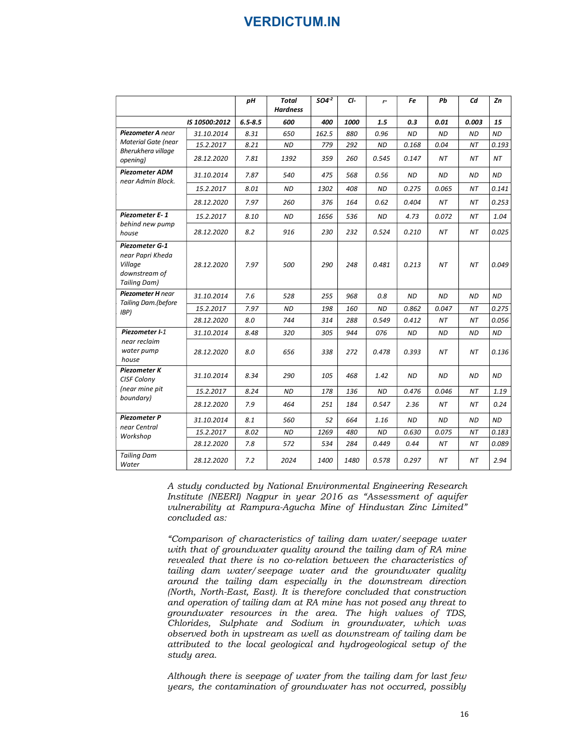| | | pH | Total Hardness | $SO4^{-2}$ | Cl- | F- | Fe | Pb | Cd | Zn |
|---|---|---|---|---|---|---|---|---|---|---|
| | IS 10500:2012 | 6.5-8.5 | 600 | 400 | 1000 | 1.5 | 0.3 | 0.01 | 0.003 | 15 |
| **Piezometer A** near Material Gate (near Bherukhera village opening) | 31.10.2014 | 8.31 | 650 | 162.5 | 880 | 0.96 | ND | ND | ND | ND |
| | 15.2.2017 | 8.21 | ND | 779 | 292 | ND | 0.168 | 0.04 | NT | 0.193 |
| | 28.12.2020 | 7.81 | 1392 | 359 | 260 | 0.545 | 0.147 | NT | NT | NT |
| **Piezometer ADM** near Admin Block. | 31.10.2014 | 7.87 | 540 | 475 | 568 | 0.56 | ND | ND | ND | ND |
| | 15.2.2017 | 8.01 | ND | 1302 | 408 | ND | 0.275 | 0.065 | NT | 0.141 |
| | 28.12.2020 | 7.97 | 260 | 376 | 164 | 0.62 | 0.404 | NT | NT | 0.253 |
| **Piezometer E- 1** behind new pump house | 15.2.2017 | 8.10 | ND | 1656 | 536 | ND | 4.73 | 0.072 | NT | 1.04 |
| | 28.12.2020 | 8.2 | 916 | 230 | 232 | 0.524 | 0.210 | NT | NT | 0.025 |
| **Piezometer G-1** near Papri Kheda Village downstream of Tailing Dam) | 28.12.2020 | 7.97 | 500 | 290 | 248 | 0.481 | 0.213 | NT | NT | 0.049 |
| **Piezometer H** near Tailing Dam.(before IBP) | 31.10.2014 | 7.6 | 528 | 255 | 968 | 0.8 | ND | ND | ND | ND |
| | 15.2.2017 | 7.97 | ND | 198 | 160 | ND | 0.862 | 0.047 | NT | 0.275 |
| | 28.12.2020 | 8.0 | 744 | 314 | 288 | 0.549 | 0.412 | NT | NT | 0.056 |
| **Piezometer I-1** near reclaim water pump house | 31.10.2014 | 8.48 | 320 | 305 | 944 | 076 | ND | ND | ND | ND |
| | 28.12.2020 | 8.0 | 656 | 338 | 272 | 0.478 | 0.393 | NT | NT | 0.136 |
| **Piezometer K** CISF Colony (near mine pit boundary) | 31.10.2014 | 8.34 | 290 | 105 | 468 | 1.42 | ND | ND | ND | ND |
| | 15.2.2017 | 8.24 | ND | 178 | 136 | ND | 0.476 | 0.046 | NT | 1.19 |
| | 28.12.2020 | 7.9 | 464 | 251 | 184 | 0.547 | 2.36 | NT | NT | 0.24 |
| **Piezometer P** near Central Workshop | 31.10.2014 | 8.1 | 560 | 52 | 664 | 1.16 | ND | ND | ND | ND |
| | 15.2.2017 | 8.02 | ND | 1269 | 480 | ND | 0.630 | 0.075 | NT | 0.183 |
| | 28.12.2020 | 7.8 | 572 | 534 | 284 | 0.449 | 0.44 | NT | NT | 0.089 |
| Tailing Dam Water | 28.12.2020 | 7.2 | 2024 | 1400 | 1480 | 0.578 | 0.297 | NT | NT | 2.94 |

*A study conducted by National Environmental Engineering Research Institute (NEERI) Nagpur in year 2016 as "Assessment of aquifer vulnerability at Rampura-Agucha Mine of Hindustan Zinc Limited" concluded as:*

*"Comparison of characteristics of tailing dam water/seepage water with that of groundwater quality around the tailing dam of RA mine revealed that there is no co-relation between the characteristics of tailing dam water/seepage water and the groundwater quality around the tailing dam especially in the downstream direction (North, North-East, East). It is therefore concluded that construction and operation of tailing dam at RA mine has not posed any threat to groundwater resources in the area. The high values of TDS, Chlorides, Sulphate and Sodium in groundwater, which was observed both in upstream as well as downstream of tailing dam be attributed to the local geological and hydrogeological setup of the study area.*

*Although there is seepage of water from the tailing dam for last few years, the contamination of groundwater has not occurred, possibly*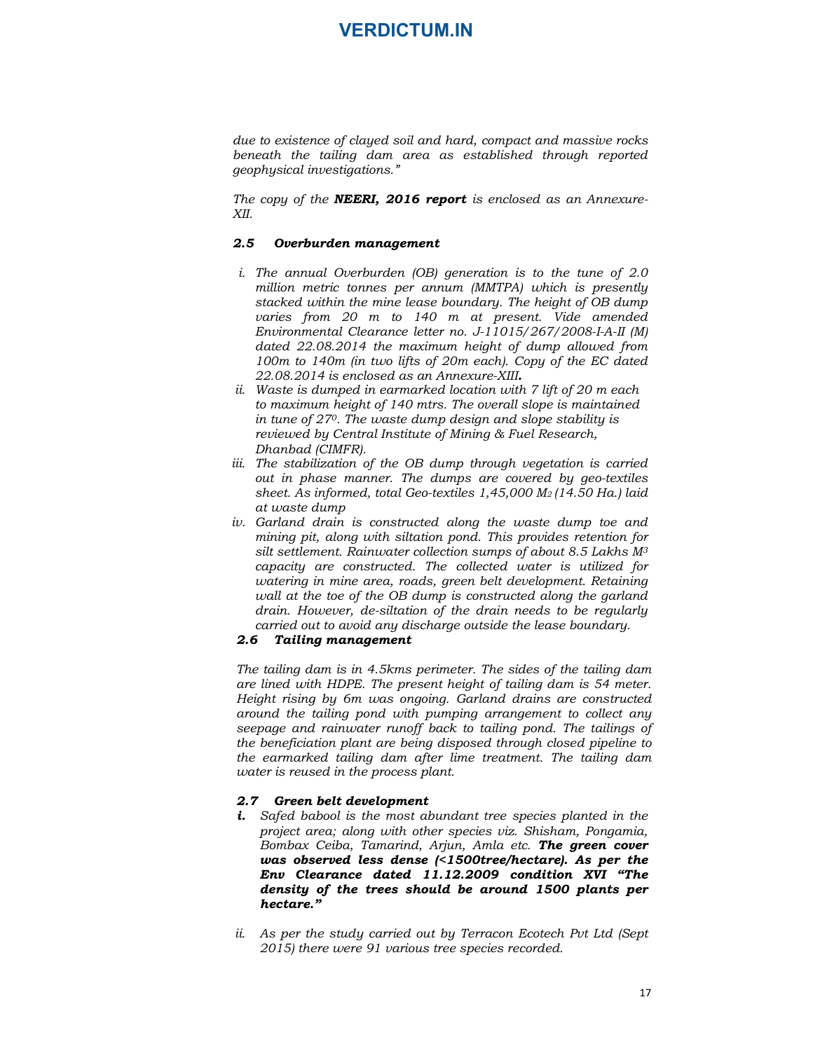*due to existence of clayed soil and hard, compact and massive rocks beneath the tailing dam area as established through reported geophysical investigations."*

*The copy of the* ***NEERI, 2016 report*** *is enclosed as an Annexure-XII.*

### *2.5 Overburden management*

- *i. The annual Overburden (OB) generation is to the tune of 2.0 million metric tonnes per annum (MMTPA) which is presently stacked within the mine lease boundary. The height of OB dump varies from 20 m to 140 m at present. Vide amended Environmental Clearance letter no. J-11015/267/2008-I-A-II (M) dated 22.08.2014 the maximum height of dump allowed from 100m to 140m (in two lifts of 20m each). Copy of the EC dated 22.08.2014 is enclosed as an Annexure-XIII**.***
- *ii. Waste is dumped in earmarked location with 7 lift of 20 m each to maximum height of 140 mtrs. The overall slope is maintained in tune of $27^0$. The waste dump design and slope stability is reviewed by Central Institute of Mining & Fuel Research, Dhanbad (CIMFR).*
- *iii. The stabilization of the OB dump through vegetation is carried out in phase manner. The dumps are covered by geo-textiles sheet. As informed, total Geo-textiles 1,45,000 $M_2$ (14.50 Ha.) laid at waste dump*
- *iv. Garland drain is constructed along the waste dump toe and mining pit, along with siltation pond. This provides retention for silt settlement. Rainwater collection sumps of about 8.5 Lakhs $M^3$ capacity are constructed. The collected water is utilized for watering in mine area, roads, green belt development. Retaining wall at the toe of the OB dump is constructed along the garland drain. However, de-siltation of the drain needs to be regularly carried out to avoid any discharge outside the lease boundary.*

### *2.6 Tailing management*

*The tailing dam is in 4.5kms perimeter. The sides of the tailing dam are lined with HDPE. The present height of tailing dam is 54 meter. Height rising by 6m was ongoing. Garland drains are constructed around the tailing pond with pumping arrangement to collect any seepage and rainwater runoff back to tailing pond. The tailings of the beneficiation plant are being disposed through closed pipeline to the earmarked tailing dam after lime treatment. The tailing dam water is reused in the process plant.*

### *2.7 Green belt development*

- ***i.*** *Safed babool is the most abundant tree species planted in the project area; along with other species viz. Shisham, Pongamia, Bombax Ceiba, Tamarind, Arjun, Amla etc.* ***The green cover was observed less dense (<1500tree/hectare). As per the Env Clearance dated 11.12.2009 condition XVI "The density of the trees should be around 1500 plants per hectare."***
- *ii. As per the study carried out by Terracon Ecotech Pvt Ltd (Sept 2015) there were 91 various tree species recorded.*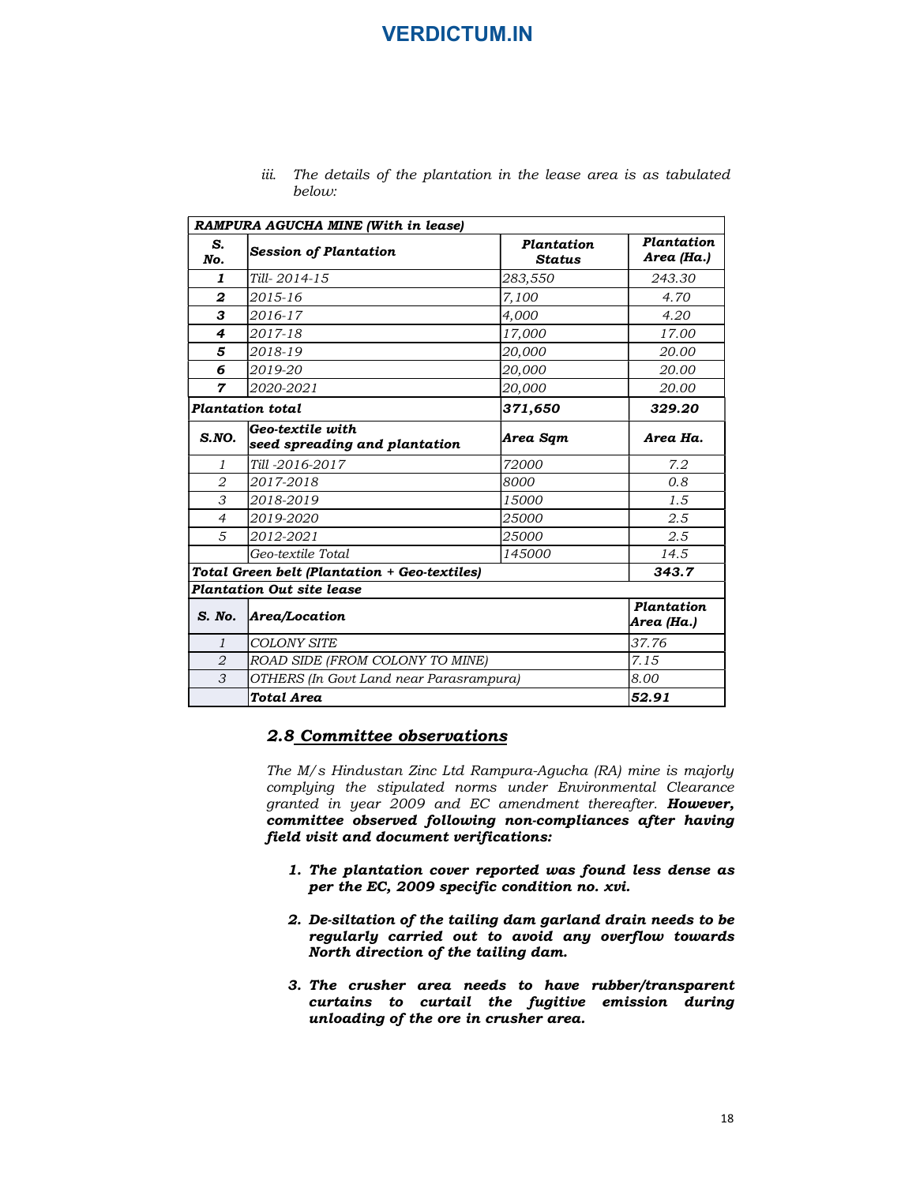iii. *The details of the plantation in the lease area is as tabulated below:*

| ***RAMPURA AGUCHA MINE (With in lease)*** | | | |
|---|---|---|---|
| ***S. No.*** | ***Session of Plantation*** | ***Plantation Status*** | ***Plantation Area (Ha.)*** |
| ***1*** | *Till- 2014-15* | *283,550* | *243.30* |
| ***2*** | *2015-16* | *7,100* | *4.70* |
| ***3*** | *2016-17* | *4,000* | *4.20* |
| ***4*** | *2017-18* | *17,000* | *17.00* |
| ***5*** | *2018-19* | *20,000* | *20.00* |
| ***6*** | *2019-20* | *20,000* | *20.00* |
| ***7*** | *2020-2021* | *20,000* | *20.00* |
| ***Plantation total*** | | ***371,650*** | ***329.20*** |
| ***S.NO.*** | ***Geo-textile with seed spreading and plantation*** | ***Area Sqm*** | ***Area Ha.*** |
| *1* | *Till -2016-2017* | *72000* | *7.2* |
| *2* | *2017-2018* | *8000* | *0.8* |
| *3* | *2018-2019* | *15000* | *1.5* |
| *4* | *2019-2020* | *25000* | *2.5* |
| *5* | *2012-2021* | *25000* | *2.5* |
| | *Geo-textile Total* | *145000* | *14.5* |
| ***Total Green belt (Plantation + Geo-textiles)*** | | | ***343.7*** |
| ***Plantation Out site lease*** | | | |
| ***S. No.*** | ***Area/Location*** | | ***Plantation Area (Ha.)*** |
| *1* | *COLONY SITE* | | *37.76* |
| *2* | *ROAD SIDE (FROM COLONY TO MINE)* | | *7.15* |
| *3* | *OTHERS (In Govt Land near Parasrampura)* | | *8.00* |
| | ***Total Area*** | | ***52.91*** |

## *2.8 Committee observations*

*The M/s Hindustan Zinc Ltd Rampura-Agucha (RA) mine is majorly complying the stipulated norms under Environmental Clearance granted in year 2009 and EC amendment thereafter.* ***However, committee observed following non-compliances after having field visit and document verifications:***

1. ***The plantation cover reported was found less dense as per the EC, 2009 specific condition no. xvi.***
2. ***De-siltation of the tailing dam garland drain needs to be regularly carried out to avoid any overflow towards North direction of the tailing dam.***
3. ***The crusher area needs to have rubber/transparent curtains to curtail the fugitive emission during unloading of the ore in crusher area.***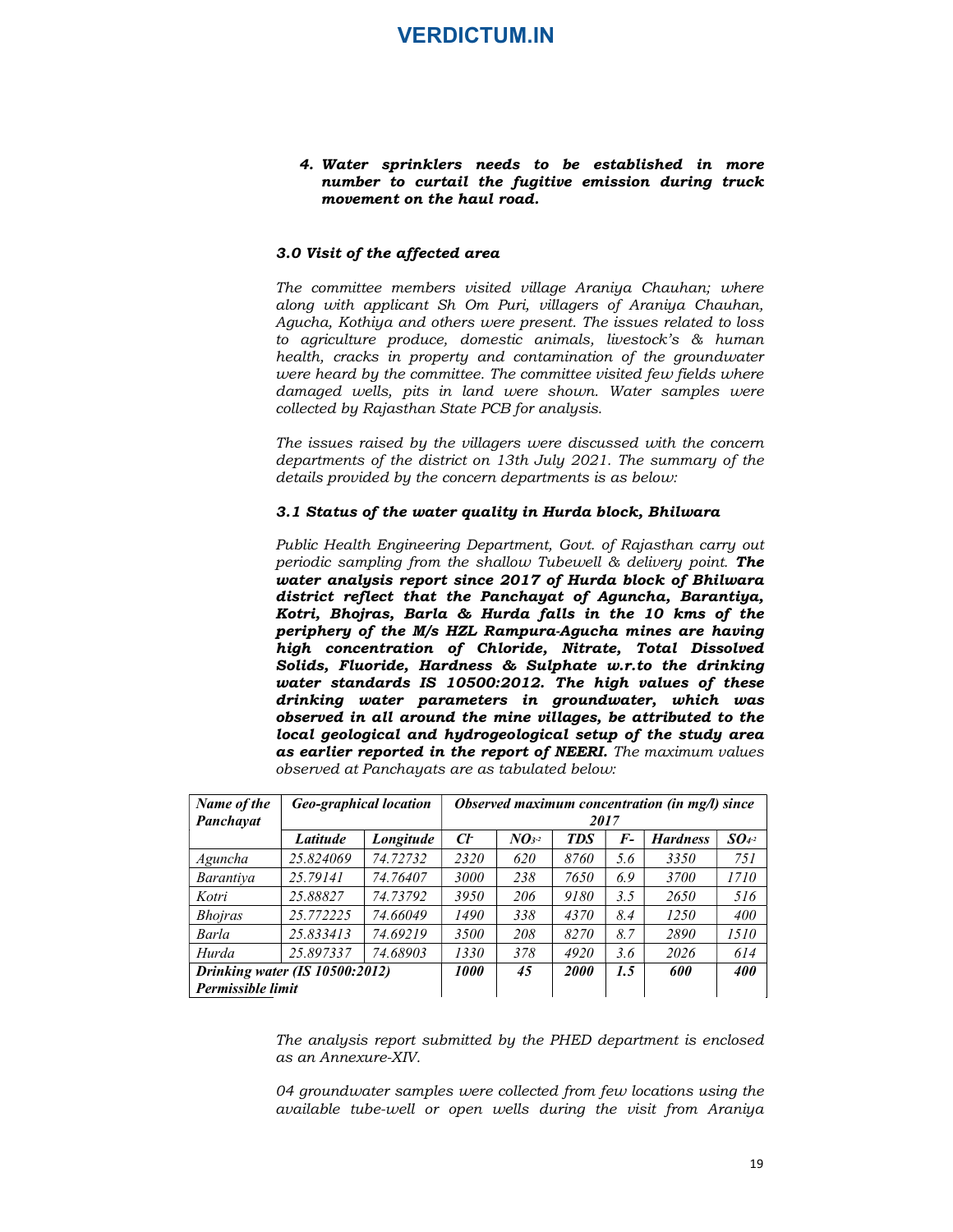4. ***Water sprinklers needs to be established in more number to curtail the fugitive emission during truck movement on the haul road.***

### *3.0 Visit of the affected area*

*The committee members visited village Araniya Chauhan; where along with applicant Sh Om Puri, villagers of Araniya Chauhan, Agucha, Kothiya and others were present. The issues related to loss to agriculture produce, domestic animals, livestock's & human health, cracks in property and contamination of the groundwater were heard by the committee. The committee visited few fields where damaged wells, pits in land were shown. Water samples were collected by Rajasthan State PCB for analysis.*

*The issues raised by the villagers were discussed with the concern departments of the district on 13th July 2021. The summary of the details provided by the concern departments is as below:*

### *3.1 Status of the water quality in Hurda block, Bhilwara*

*Public Health Engineering Department, Govt. of Rajasthan carry out periodic sampling from the shallow Tubewell & delivery point.* ***The water analysis report since 2017 of Hurda block of Bhilwara district reflect that the Panchayat of Aguncha, Barantiya, Kotri, Bhojras, Barla & Hurda falls in the 10 kms of the periphery of the M/s HZL Rampura-Agucha mines are having high concentration of Chloride, Nitrate, Total Dissolved Solids, Fluoride, Hardness & Sulphate w.r.to the drinking water standards IS 10500:2012. The high values of these drinking water parameters in groundwater, which was observed in all around the mine villages, be attributed to the local geological and hydrogeological setup of the study area as earlier reported in the report of NEERI.*** *The maximum values observed at Panchayats are as tabulated below:*

| *Name of the Panchayat* | *Geo-graphical location* | | *Observed maximum concentration (in mg/l) since 2017* | | | | | |
|---|---|---|---|---|---|---|---|---|
| | *Latitude* | *Longitude* | $Cl^-$ | $NO_3^{-2}$ | *TDS* | $F^-$ | *Hardness* | $SO_4^{-2}$ |
| *Aguncha* | *25.824069* | *74.72732* | *2320* | *620* | *8760* | *5.6* | *3350* | *751* |
| *Barantiya* | *25.79141* | *74.76407* | *3000* | *238* | *7650* | *6.9* | *3700* | *1710* |
| *Kotri* | *25.88827* | *74.73792* | *3950* | *206* | *9180* | *3.5* | *2650* | *516* |
| *Bhojras* | *25.772225* | *74.66049* | *1490* | *338* | *4370* | *8.4* | *1250* | *400* |
| *Barla* | *25.833413* | *74.69219* | *3500* | *208* | *8270* | *8.7* | *2890* | *1510* |
| *Hurda* | *25.897337* | *74.68903* | *1330* | *378* | *4920* | *3.6* | *2026* | *614* |
| ***Drinking water (IS 10500:2012) Permissible limit*** | | | ***1000*** | ***45*** | ***2000*** | ***1.5*** | ***600*** | ***400*** |

*The analysis report submitted by the PHED department is enclosed as an Annexure-XIV.*

*04 groundwater samples were collected from few locations using the available tube-well or open wells during the visit from Araniya*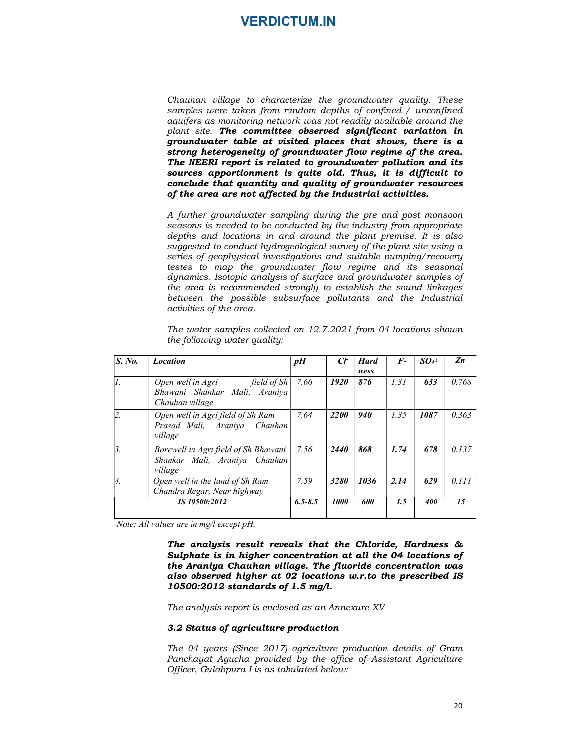*Chauhan village to characterize the groundwater quality. These samples were taken from random depths of confined / unconfined aquifers as monitoring network was not readily available around the plant site.* ***The committee observed significant variation in groundwater table at visited places that shows, there is a strong heterogeneity of groundwater flow regime of the area. The NEERI report is related to groundwater pollution and its sources apportionment is quite old. Thus, it is difficult to conclude that quantity and quality of groundwater resources of the area are not affected by the Industrial activities.***

*A further groundwater sampling during the pre and post monsoon seasons is needed to be conducted by the industry from appropriate depths and locations in and around the plant premise. It is also suggested to conduct hydrogeological survey of the plant site using a series of geophysical investigations and suitable pumping/recovery testes to map the groundwater flow regime and its seasonal dynamics. Isotopic analysis of surface and groundwater samples of the area is recommended strongly to establish the sound linkages between the possible subsurface pollutants and the Industrial activities of the area.*

*The water samples collected on 12.7.2021 from 04 locations shown the following water quality:*

| S. No. | Location | pH | $Cl^-$ | Hardness | $F^-$ | $SO_4^{-2}$ | Zn |
|---|---|---|---|---|---|---|---|
| 1. | Open well in Agri field of Sh Bhawani Shankar Mali, Araniya Chauhan village | 7.66 | **1920** | **876** | 1.31 | **633** | 0.768 |
| 2. | Open well in Agri field of Sh Ram Prasad Mali, Araniya Chauhan village | 7.64 | **2200** | **940** | 1.35 | **1087** | 0.363 |
| 3. | Borewell in Agri field of Sh Bhawani Shankar Mali, Araniya Chauhan village | 7.56 | **2440** | **868** | **1.74** | **678** | 0.137 |
| 4. | Open well in the land of Sh Ram Chandra Regar, Near highway | 7.59 | **3280** | **1036** | **2.14** | **629** | 0.111 |
| | **IS 10500:2012** | **6.5-8.5** | **1000** | **600** | **1.5** | **400** | **15** |

*Note: All values are in mg/l except pH.*

***The analysis result reveals that the Chloride, Hardness & Sulphate is in higher concentration at all the 04 locations of the Araniya Chauhan village. The fluoride concentration was also observed higher at 02 locations w.r.to the prescribed IS 10500:2012 standards of 1.5 mg/l.***

*The analysis report is enclosed as an Annexure-XV*

### *3.2 Status of agriculture production*

*The 04 years (Since 2017) agriculture production details of Gram Panchayat Agucha provided by the office of Assistant Agriculture Officer, Gulabpura-I is as tabulated below:*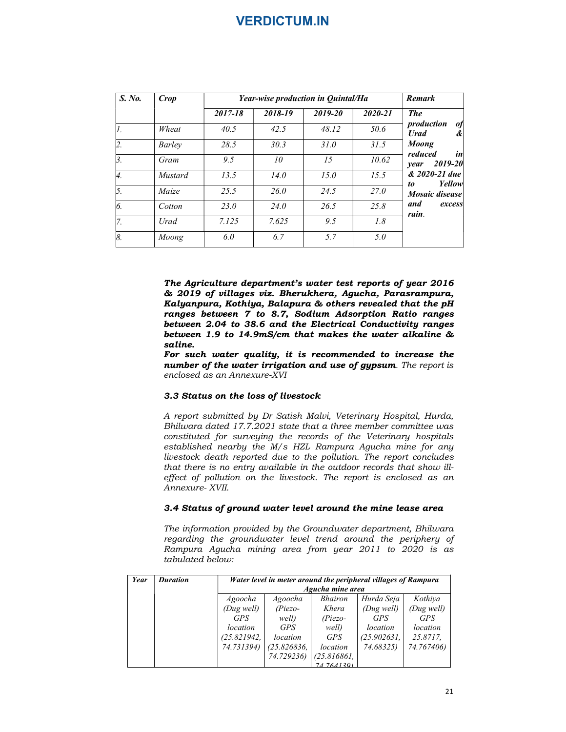| *S. No.* | *Crop* | *Year-wise production in Quintal/Ha* | | | | *Remark* |
|---|---|---|---|---|---|---|
| | | *2017-18* | *2018-19* | *2019-20* | *2020-21* | ***The production of Urad & Moong reduced in year 2019-20 & 2020-21 due to Yellow Mosaic disease and excess rain.*** |
| *1.* | *Wheat* | *40.5* | *42.5* | *48.12* | *50.6* | |
| *2.* | *Barley* | *28.5* | *30.3* | *31.0* | *31.5* | |
| *3.* | *Gram* | *9.5* | *10* | *15* | *10.62* | |
| *4.* | *Mustard* | *13.5* | *14.0* | *15.0* | *15.5* | |
| *5.* | *Maize* | *25.5* | *26.0* | *24.5* | *27.0* | |
| *6.* | *Cotton* | *23.0* | *24.0* | *26.5* | *25.8* | |
| *7.* | *Urad* | *7.125* | *7.625* | *9.5* | *1.8* | |
| *8.* | *Moong* | *6.0* | *6.7* | *5.7* | *5.0* | |

***The Agriculture department's water test reports of year 2016 & 2019 of villages viz. Bherukhera, Agucha, Parasrampura, Kalyanpura, Kothiya, Balapura & others revealed that the pH ranges between 7 to 8.7, Sodium Adsorption Ratio ranges between 2.04 to 38.6 and the Electrical Conductivity ranges between 1.9 to 14.9mS/cm that makes the water alkaline & saline.***

***For such water quality, it is recommended to increase the number of the water irrigation and use of gypsum****. The report is enclosed as an Annexure-XVI*

### *3.3 Status on the loss of livestock*

*A report submitted by Dr Satish Malvi, Veterinary Hospital, Hurda, Bhilwara dated 17.7.2021 state that a three member committee was constituted for surveying the records of the Veterinary hospitals established nearby the M/s HZL Rampura Agucha mine for any livestock death reported due to the pollution. The report concludes that there is no entry available in the outdoor records that show ill-effect of pollution on the livestock. The report is enclosed as an Annexure- XVII.*

### *3.4 Status of ground water level around the mine lease area*

*The information provided by the Groundwater department, Bhilwara regarding the groundwater level trend around the periphery of Rampura Agucha mining area from year 2011 to 2020 is as tabulated below:*

| *Year* | *Duration* | *Water level in meter around the peripheral villages of Rampura Agucha mine area* | | | | |
|---|---|---|---|---|---|---|
| | | *Agoocha (Dug well) GPS location (25.821942, 74.731394)* | *Agoocha (Piezo-well) GPS location (25.826836, 74.729236)* | *Bhairon Khera (Piezo-well) GPS location (25.816861, 74.764139)* | *Hurda Seja (Dug well) GPS location (25.902631, 74.68325)* | *Kothiya (Dug well) GPS location 25.8717, 74.767406)* |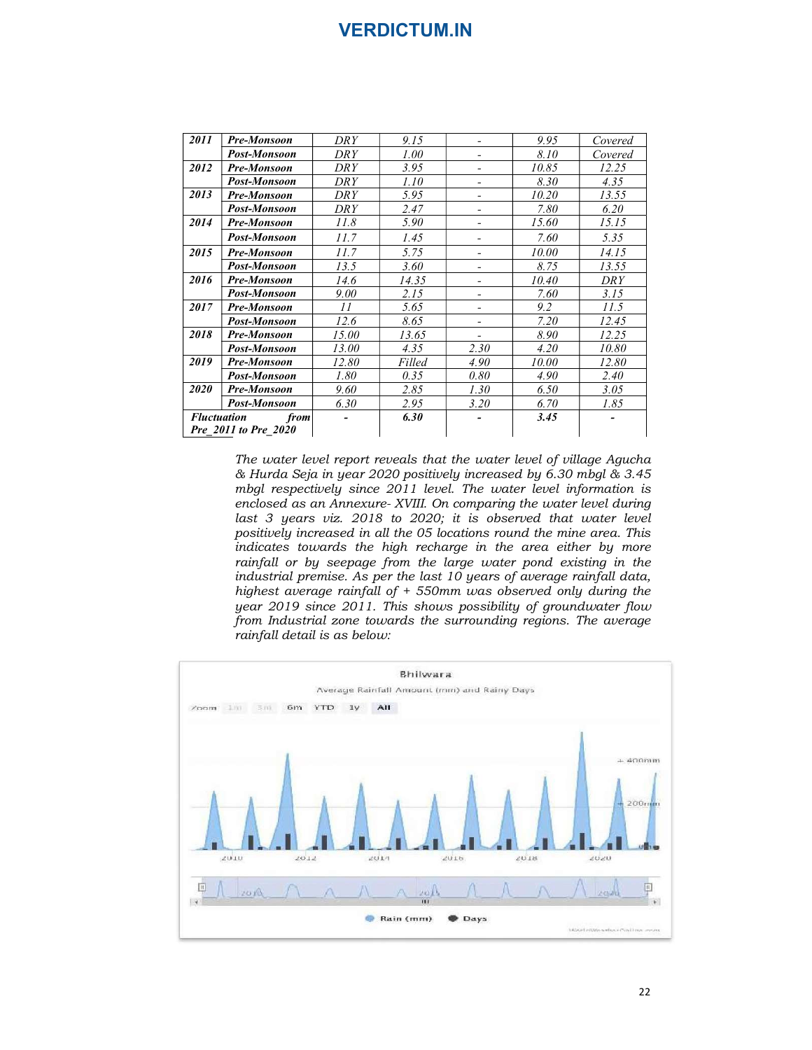| | | | | | | |
|---|---|---|---|---|---|---|
| ***2011*** | ***Pre-Monsoon*** | *DRY* | *9.15* | - | *9.95* | *Covered* |
| | ***Post-Monsoon*** | *DRY* | *1.00* | - | *8.10* | *Covered* |
| ***2012*** | ***Pre-Monsoon*** | *DRY* | *3.95* | - | *10.85* | *12.25* |
| | ***Post-Monsoon*** | *DRY* | *1.10* | - | *8.30* | *4.35* |
| ***2013*** | ***Pre-Monsoon*** | *DRY* | *5.95* | - | *10.20* | *13.55* |
| | ***Post-Monsoon*** | *DRY* | *2.47* | - | *7.80* | *6.20* |
| ***2014*** | ***Pre-Monsoon*** | *11.8* | *5.90* | - | *15.60* | *15.15* |
| | ***Post-Monsoon*** | *11.7* | *1.45* | - | *7.60* | *5.35* |
| ***2015*** | ***Pre-Monsoon*** | *11.7* | *5.75* | - | *10.00* | *14.15* |
| | ***Post-Monsoon*** | *13.5* | *3.60* | - | *8.75* | *13.55* |
| ***2016*** | ***Pre-Monsoon*** | *14.6* | *14.35* | - | *10.40* | *DRY* |
| | ***Post-Monsoon*** | *9.00* | *2.15* | - | *7.60* | *3.15* |
| ***2017*** | ***Pre-Monsoon*** | *11* | *5.65* | - | *9.2* | *11.5* |
| | ***Post-Monsoon*** | *12.6* | *8.65* | - | *7.20* | *12.45* |
| ***2018*** | ***Pre-Monsoon*** | *15.00* | *13.65* | - | *8.90* | *12.25* |
| | ***Post-Monsoon*** | *13.00* | *4.35* | *2.30* | *4.20* | *10.80* |
| ***2019*** | ***Pre-Monsoon*** | *12.80* | *Filled* | *4.90* | *10.00* | *12.80* |
| | ***Post-Monsoon*** | *1.80* | *0.35* | *0.80* | *4.90* | *2.40* |
| ***2020*** | ***Pre-Monsoon*** | *9.60* | *2.85* | *1.30* | *6.50* | *3.05* |
| | ***Post-Monsoon*** | *6.30* | *2.95* | *3.20* | *6.70* | *1.85* |
| ***Fluctuation from Pre_2011 to Pre_2020*** | | **-** | ***6.30*** | **-** | ***3.45*** | **-** |

*The water level report reveals that the water level of village Agucha & Hurda Seja in year 2020 positively increased by 6.30 mbgl & 3.45 mbgl respectively since 2011 level. The water level information is enclosed as an Annexure- XVIII. On comparing the water level during last 3 years viz. 2018 to 2020; it is observed that water level positively increased in all the 05 locations round the mine area. This indicates towards the high recharge in the area either by more rainfall or by seepage from the large water pond existing in the industrial premise. As per the last 10 years of average rainfall data, highest average rainfall of + 550mm was observed only during the year 2019 since 2011. This shows possibility of groundwater flow from Industrial zone towards the surrounding regions. The average rainfall detail is as below:*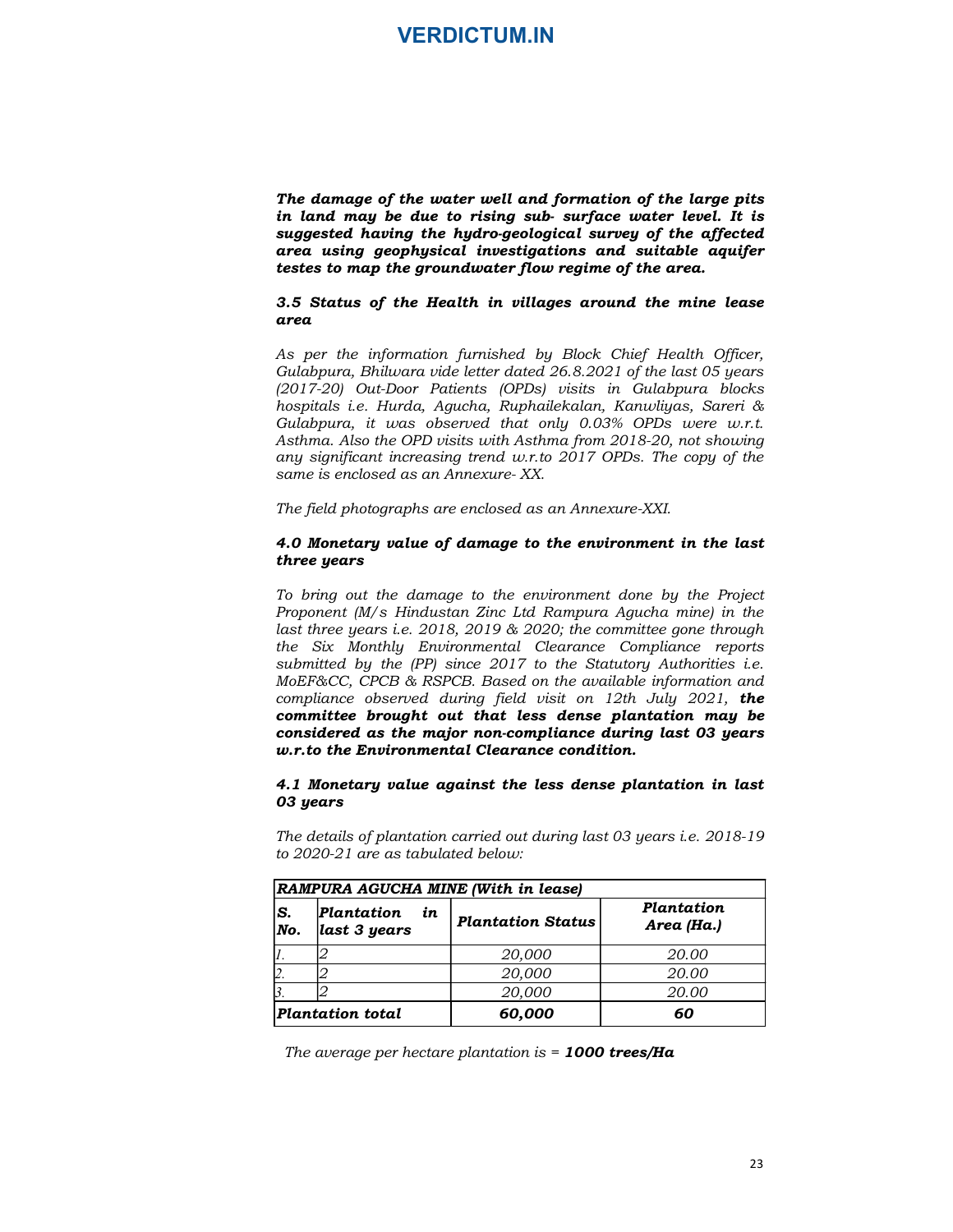***The damage of the water well and formation of the large pits in land may be due to rising sub- surface water level. It is suggested having the hydro-geological survey of the affected area using geophysical investigations and suitable aquifer testes to map the groundwater flow regime of the area.***

### *3.5 Status of the Health in villages around the mine lease area*

*As per the information furnished by Block Chief Health Officer, Gulabpura, Bhilwara vide letter dated 26.8.2021 of the last 05 years (2017-20) Out-Door Patients (OPDs) visits in Gulabpura blocks hospitals i.e. Hurda, Agucha, Ruphailekalan, Kanwliyas, Sareri & Gulabpura, it was observed that only 0.03% OPDs were w.r.t. Asthma. Also the OPD visits with Asthma from 2018-20, not showing any significant increasing trend w.r.to 2017 OPDs. The copy of the same is enclosed as an Annexure- XX.*

*The field photographs are enclosed as an Annexure-XXI.*

### *4.0 Monetary value of damage to the environment in the last three years*

*To bring out the damage to the environment done by the Project Proponent (M/s Hindustan Zinc Ltd Rampura Agucha mine) in the last three years i.e. 2018, 2019 & 2020; the committee gone through the Six Monthly Environmental Clearance Compliance reports submitted by the (PP) since 2017 to the Statutory Authorities i.e. MoEF&CC, CPCB & RSPCB. Based on the available information and compliance observed during field visit on 12th July 2021,* ***the committee brought out that less dense plantation may be considered as the major non-compliance during last 03 years w.r.to the Environmental Clearance condition.***

### *4.1 Monetary value against the less dense plantation in last 03 years*

*The details of plantation carried out during last 03 years i.e. 2018-19 to 2020-21 are as tabulated below:*

| ***RAMPURA AGUCHA MINE (With in lease)*** | | | |
|---|---|---|---|
| ***S. No.*** | ***Plantation in last 3 years*** | ***Plantation Status*** | ***Plantation Area (Ha.)*** |
| *1.* | *2* | *20,000* | *20.00* |
| *2.* | *2* | *20,000* | *20.00* |
| *3.* | *2* | *20,000* | *20.00* |
| ***Plantation total*** | | ***60,000*** | ***60*** |

*The average per hectare plantation is =* ***1000 trees/Ha***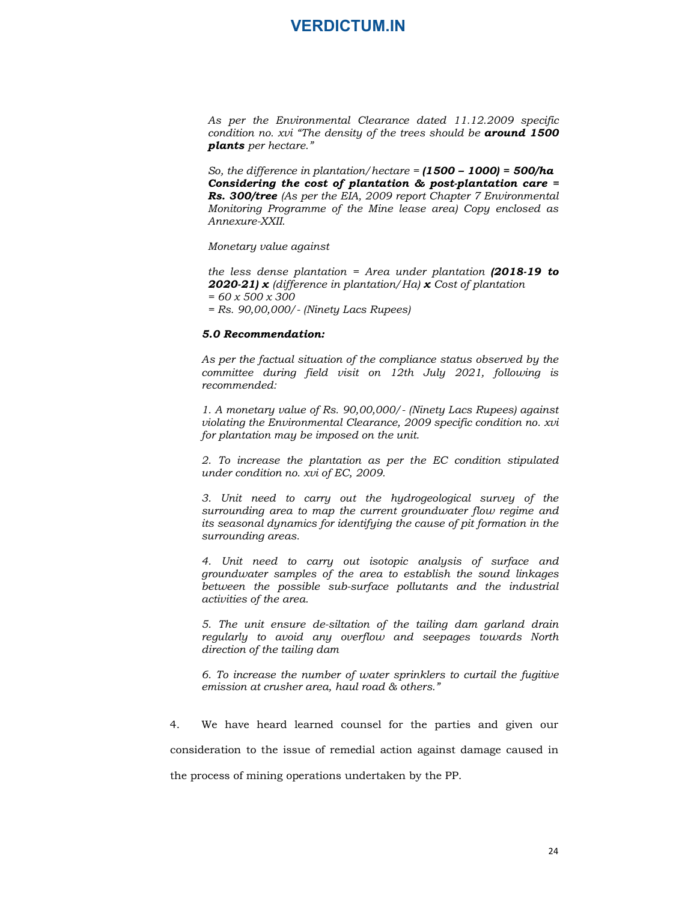*As per the Environmental Clearance dated 11.12.2009 specific condition no. xvi “The density of the trees should be **around 1500 plants** per hectare.”*

*So, the difference in plantation/hectare = **(1500 – 1000) = 500/ha***
***Considering the cost of plantation & post-plantation care = Rs. 300/tree** (As per the EIA, 2009 report Chapter 7 Environmental Monitoring Programme of the Mine lease area) Copy enclosed as Annexure-XXII.*

*Monetary value against*

*the less dense plantation = Area under plantation **(2018-19 to 2020-21) x** (difference in plantation/Ha) **x** Cost of plantation*
*= 60 x 500 x 300*
*= Rs. 90,00,000/- (Ninety Lacs Rupees)*

***5.0 Recommendation:***

*As per the factual situation of the compliance status observed by the committee during field visit on 12th July 2021, following is recommended:*

*1. A monetary value of Rs. 90,00,000/- (Ninety Lacs Rupees) against violating the Environmental Clearance, 2009 specific condition no. xvi for plantation may be imposed on the unit.*

*2. To increase the plantation as per the EC condition stipulated under condition no. xvi of EC, 2009.*

*3. Unit need to carry out the hydrogeological survey of the surrounding area to map the current groundwater flow regime and its seasonal dynamics for identifying the cause of pit formation in the surrounding areas.*

*4. Unit need to carry out isotopic analysis of surface and groundwater samples of the area to establish the sound linkages between the possible sub-surface pollutants and the industrial activities of the area.*

*5. The unit ensure de-siltation of the tailing dam garland drain regularly to avoid any overflow and seepages towards North direction of the tailing dam*

*6. To increase the number of water sprinklers to curtail the fugitive emission at crusher area, haul road & others.”*

4. We have heard learned counsel for the parties and given our consideration to the issue of remedial action against damage caused in the process of mining operations undertaken by the PP.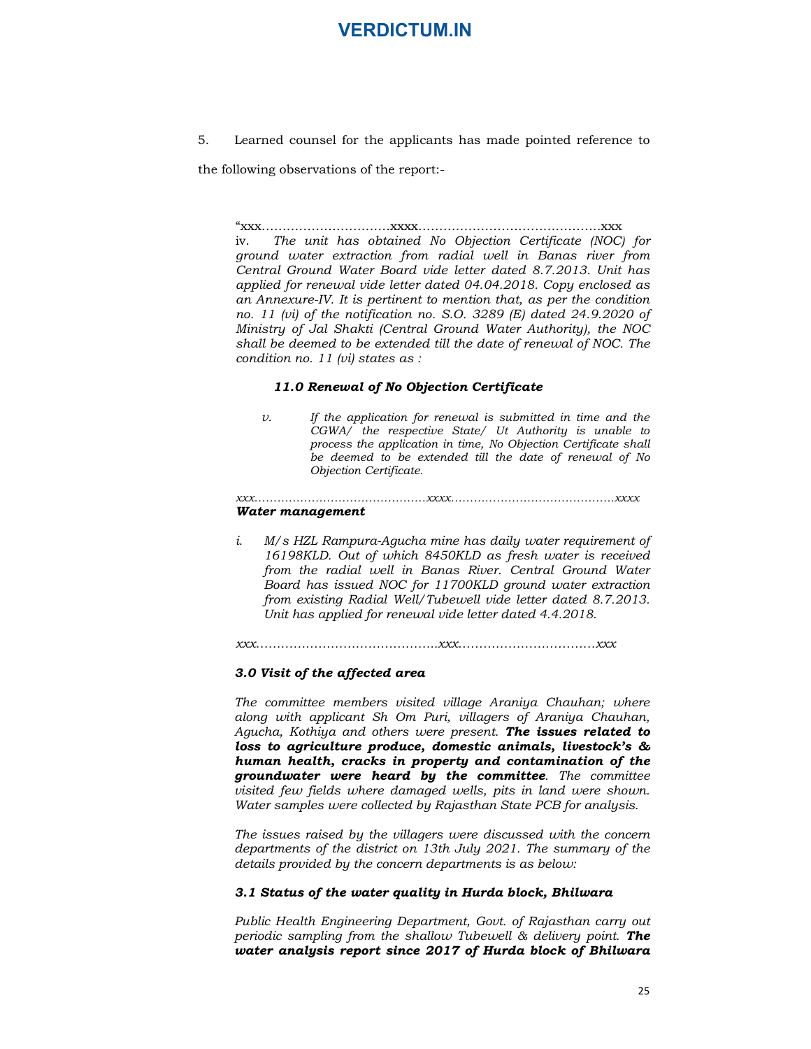5. Learned counsel for the applicants has made pointed reference to the following observations of the report:-

> "xxx…………………………xxxx……………………………………xxx
>
> iv. *The unit has obtained No Objection Certificate (NOC) for ground water extraction from radial well in Banas river from Central Ground Water Board vide letter dated 8.7.2013. Unit has applied for renewal vide letter dated 04.04.2018. Copy enclosed as an Annexure-IV. It is pertinent to mention that, as per the condition no. 11 (vi) of the notification no. S.O. 3289 (E) dated 24.9.2020 of Ministry of Jal Shakti (Central Ground Water Authority), the NOC shall be deemed to be extended till the date of renewal of NOC. The condition no. 11 (vi) states as :*
>
> ***11.0 Renewal of No Objection Certificate***
>
> *v. If the application for renewal is submitted in time and the CGWA/ the respective State/ Ut Authority is unable to process the application in time, No Objection Certificate shall be deemed to be extended till the date of renewal of No Objection Certificate.*
>
> *xxx……………………………………xxxx……………………………………xxxx*
>
> ***Water management***
>
> *i. M/s HZL Rampura-Agucha mine has daily water requirement of 16198KLD. Out of which 8450KLD as fresh water is received from the radial well in Banas River. Central Ground Water Board has issued NOC for 11700KLD ground water extraction from existing Radial Well/Tubewell vide letter dated 8.7.2013. Unit has applied for renewal vide letter dated 4.4.2018.*
>
> *xxx……………………………………xxx……………………………xxx*
>
> ***3.0 Visit of the affected area***
>
> *The committee members visited village Araniya Chauhan; where along with applicant Sh Om Puri, villagers of Araniya Chauhan, Agucha, Kothiya and others were present.* ***The issues related to loss to agriculture produce, domestic animals, livestock's & human health, cracks in property and contamination of the groundwater were heard by the committee****. The committee visited few fields where damaged wells, pits in land were shown. Water samples were collected by Rajasthan State PCB for analysis.*
>
> *The issues raised by the villagers were discussed with the concern departments of the district on 13th July 2021. The summary of the details provided by the concern departments is as below:*
>
> ***3.1 Status of the water quality in Hurda block, Bhilwara***
>
> *Public Health Engineering Department, Govt. of Rajasthan carry out periodic sampling from the shallow Tubewell & delivery point.* ***The water analysis report since 2017 of Hurda block of Bhilwara***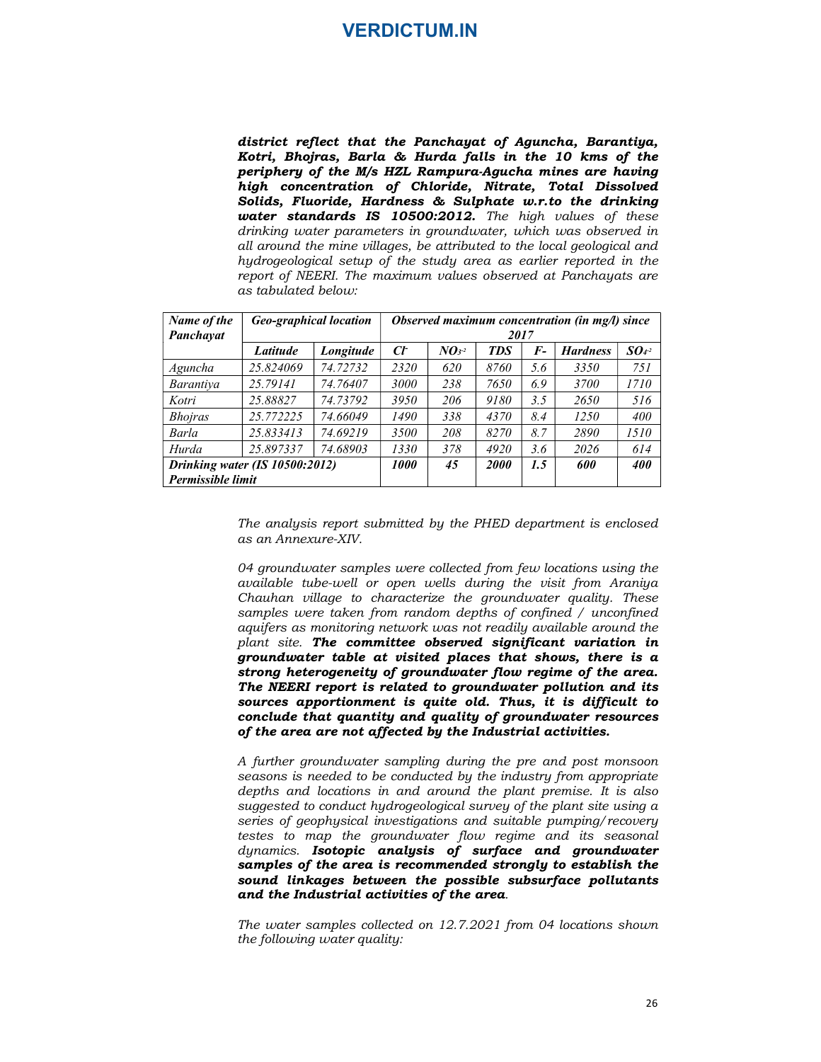***district reflect that the Panchayat of Aguncha, Barantiya, Kotri, Bhojras, Barla & Hurda falls in the 10 kms of the periphery of the M/s HZL Rampura-Agucha mines are having high concentration of Chloride, Nitrate, Total Dissolved Solids, Fluoride, Hardness & Sulphate w.r.to the drinking water standards IS 10500:2012.*** *The high values of these drinking water parameters in groundwater, which was observed in all around the mine villages, be attributed to the local geological and hydrogeological setup of the study area as earlier reported in the report of NEERI. The maximum values observed at Panchayats are as tabulated below:*

| *Name of the Panchayat* | *Geo-graphical location* | | *Observed maximum concentration (in mg/l) since 2017* | | | | | |
|---|---|---|---|---|---|---|---|---|
| | *Latitude* | *Longitude* | $Cl^-$ | $NO_3^{-2}$ | *TDS* | *F-* | *Hardness* | $SO_4^{-2}$ |
| *Aguncha* | *25.824069* | *74.72732* | *2320* | *620* | *8760* | *5.6* | *3350* | *751* |
| *Barantiya* | *25.79141* | *74.76407* | *3000* | *238* | *7650* | *6.9* | *3700* | *1710* |
| *Kotri* | *25.88827* | *74.73792* | *3950* | *206* | *9180* | *3.5* | *2650* | *516* |
| *Bhojras* | *25.772225* | *74.66049* | *1490* | *338* | *4370* | *8.4* | *1250* | *400* |
| *Barla* | *25.833413* | *74.69219* | *3500* | *208* | *8270* | *8.7* | *2890* | *1510* |
| *Hurda* | *25.897337* | *74.68903* | *1330* | *378* | *4920* | *3.6* | *2026* | *614* |
| ***Drinking water (IS 10500:2012) Permissible limit*** | | | ***1000*** | ***45*** | ***2000*** | ***1.5*** | ***600*** | ***400*** |

*The analysis report submitted by the PHED department is enclosed as an Annexure-XIV.*

*04 groundwater samples were collected from few locations using the available tube-well or open wells during the visit from Araniya Chauhan village to characterize the groundwater quality. These samples were taken from random depths of confined / unconfined aquifers as monitoring network was not readily available around the plant site.* ***The committee observed significant variation in groundwater table at visited places that shows, there is a strong heterogeneity of groundwater flow regime of the area. The NEERI report is related to groundwater pollution and its sources apportionment is quite old. Thus, it is difficult to conclude that quantity and quality of groundwater resources of the area are not affected by the Industrial activities.***

*A further groundwater sampling during the pre and post monsoon seasons is needed to be conducted by the industry from appropriate depths and locations in and around the plant premise. It is also suggested to conduct hydrogeological survey of the plant site using a series of geophysical investigations and suitable pumping/recovery testes to map the groundwater flow regime and its seasonal dynamics.* ***Isotopic analysis of surface and groundwater samples of the area is recommended strongly to establish the sound linkages between the possible subsurface pollutants and the Industrial activities of the area****.*

*The water samples collected on 12.7.2021 from 04 locations shown the following water quality:*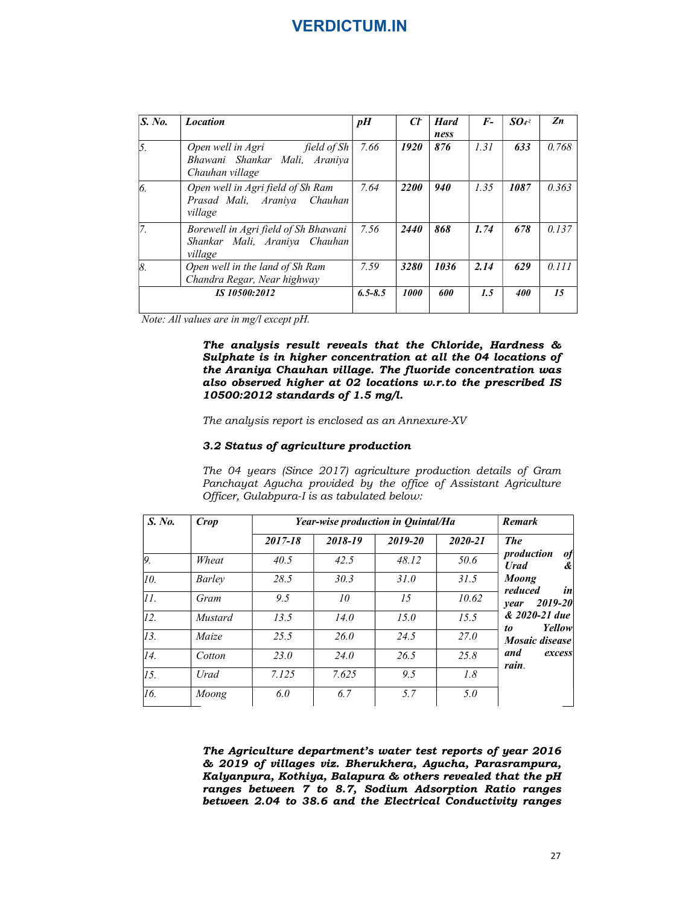| S. No. | Location | pH | $Cl^-$ | Hardness | $F^-$ | $SO_4^{-2}$ | Zn |
|---|---|---|---|---|---|---|---|
| *5.* | *Open well in Agri field of Sh Bhawani Shankar Mali, Araniya Chauhan village* | *7.66* | ***1920*** | ***876*** | *1.31* | ***633*** | *0.768* |
| *6.* | *Open well in Agri field of Sh Ram Prasad Mali, Araniya Chauhan village* | *7.64* | ***2200*** | ***940*** | *1.35* | ***1087*** | *0.363* |
| *7.* | *Borewell in Agri field of Sh Bhawani Shankar Mali, Araniya Chauhan village* | *7.56* | ***2440*** | ***868*** | ***1.74*** | ***678*** | *0.137* |
| *8.* | *Open well in the land of Sh Ram Chandra Regar, Near highway* | *7.59* | ***3280*** | ***1036*** | ***2.14*** | ***629*** | *0.111* |
| ***IS 10500:2012*** | | ***6.5-8.5*** | ***1000*** | ***600*** | ***1.5*** | ***400*** | ***15*** |

*Note: All values are in mg/l except pH.*

***The analysis result reveals that the Chloride, Hardness & Sulphate is in higher concentration at all the 04 locations of the Araniya Chauhan village. The fluoride concentration was also observed higher at 02 locations w.r.to the prescribed IS 10500:2012 standards of 1.5 mg/l.***

*The analysis report is enclosed as an Annexure-XV*

### ***3.2 Status of agriculture production***

*The 04 years (Since 2017) agriculture production details of Gram Panchayat Agucha provided by the office of Assistant Agriculture Officer, Gulabpura-I is as tabulated below:*

| S. No. | Crop | Year-wise production in Quintal/Ha | | | | Remark |
|---|---|---|---|---|---|---|
| | | *2017-18* | *2018-19* | *2019-20* | *2020-21* | ***The production of Urad & Moong reduced in year 2019-20 & 2020-21 due to Yellow Mosaic disease and excess rain.*** |
| *9.* | *Wheat* | *40.5* | *42.5* | *48.12* | *50.6* | |
| *10.* | *Barley* | *28.5* | *30.3* | *31.0* | *31.5* | |
| *11.* | *Gram* | *9.5* | *10* | *15* | *10.62* | |
| *12.* | *Mustard* | *13.5* | *14.0* | *15.0* | *15.5* | |
| *13.* | *Maize* | *25.5* | *26.0* | *24.5* | *27.0* | |
| *14.* | *Cotton* | *23.0* | *24.0* | *26.5* | *25.8* | |
| *15.* | *Urad* | *7.125* | *7.625* | *9.5* | *1.8* | |
| *16.* | *Moong* | *6.0* | *6.7* | *5.7* | *5.0* | |

***The Agriculture department's water test reports of year 2016 & 2019 of villages viz. Bherukhera, Agucha, Parasrampura, Kalyanpura, Kothiya, Balapura & others revealed that the pH ranges between 7 to 8.7, Sodium Adsorption Ratio ranges between 2.04 to 38.6 and the Electrical Conductivity ranges***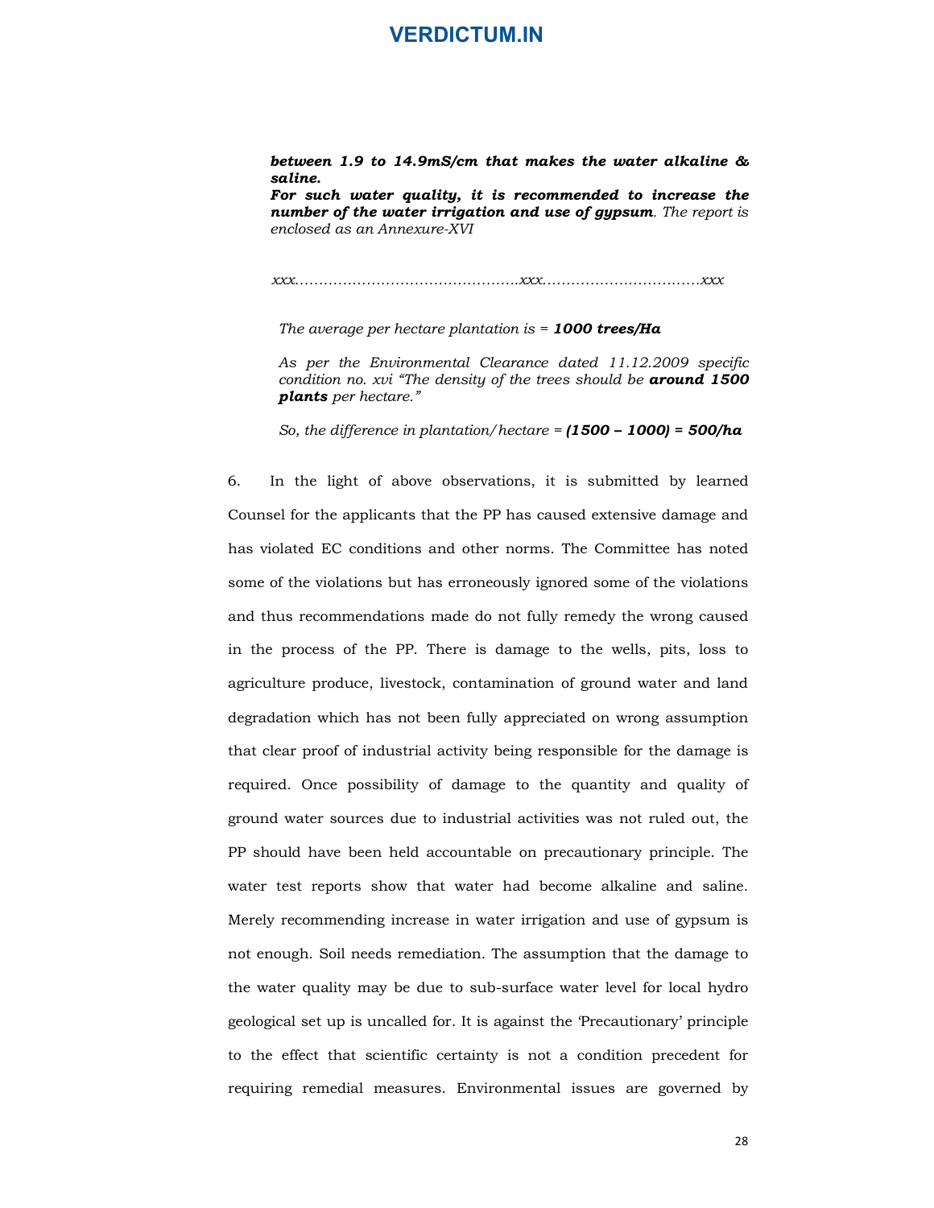> ***between 1.9 to 14.9mS/cm that makes the water alkaline & saline.***
> ***For such water quality, it is recommended to increase the number of the water irrigation and use of gypsum****. The report is enclosed as an Annexure-XVI*
>
> *xxx……………………………………….xxx……………………………xxx*
>
> *The average per hectare plantation is =* ***1000 trees/Ha***
>
> *As per the Environmental Clearance dated 11.12.2009 specific condition no. xvi "The density of the trees should be* ***around 1500 plants*** *per hectare."*
>
> *So, the difference in plantation/hectare =* ***(1500 – 1000) = 500/ha***

6. In the light of above observations, it is submitted by learned Counsel for the applicants that the PP has caused extensive damage and has violated EC conditions and other norms. The Committee has noted some of the violations but has erroneously ignored some of the violations and thus recommendations made do not fully remedy the wrong caused in the process of the PP. There is damage to the wells, pits, loss to agriculture produce, livestock, contamination of ground water and land degradation which has not been fully appreciated on wrong assumption that clear proof of industrial activity being responsible for the damage is required. Once possibility of damage to the quantity and quality of ground water sources due to industrial activities was not ruled out, the PP should have been held accountable on precautionary principle. The water test reports show that water had become alkaline and saline. Merely recommending increase in water irrigation and use of gypsum is not enough. Soil needs remediation. The assumption that the damage to the water quality may be due to sub-surface water level for local hydro geological set up is uncalled for. It is against the 'Precautionary' principle to the effect that scientific certainty is not a condition precedent for requiring remedial measures. Environmental issues are governed by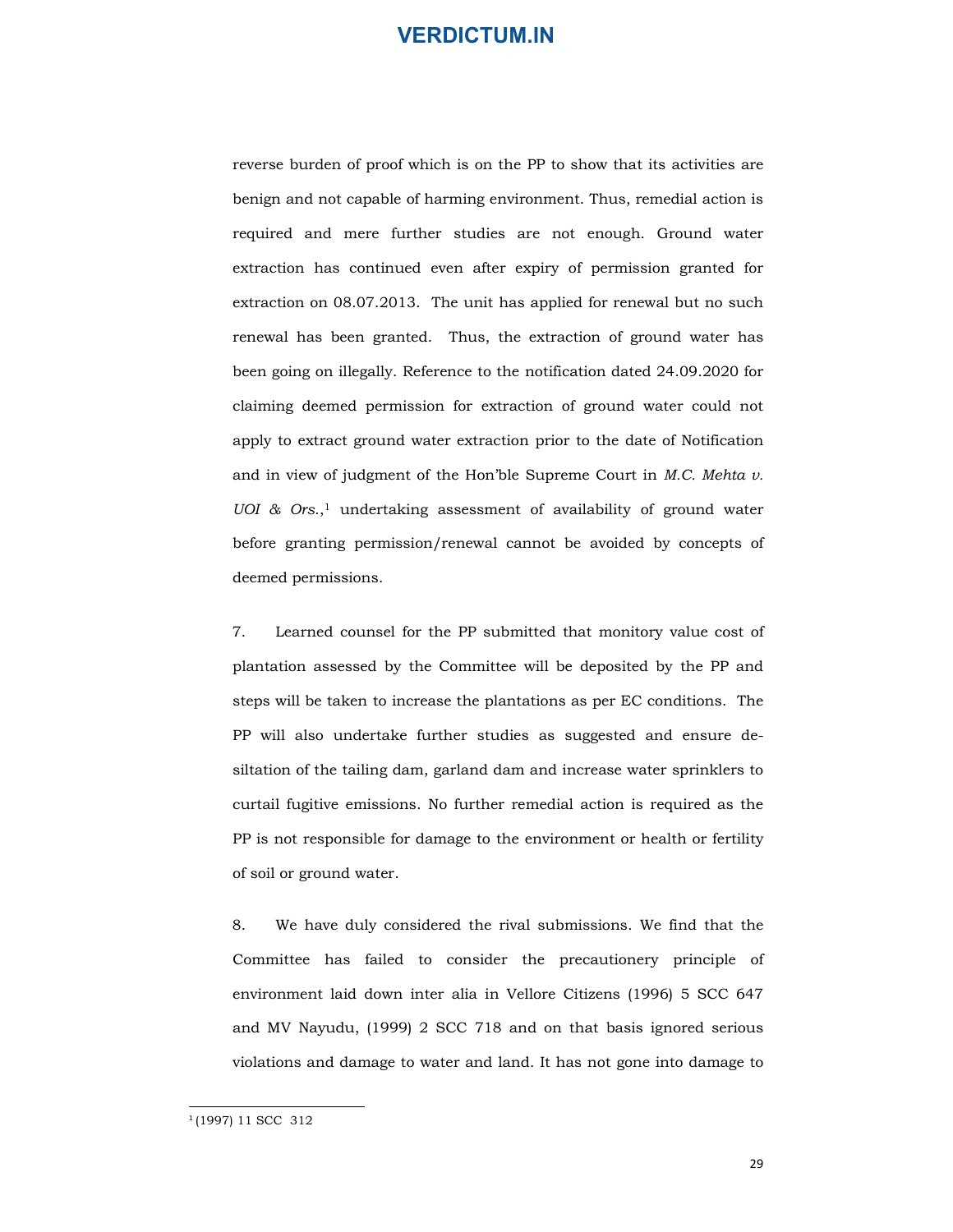reverse burden of proof which is on the PP to show that its activities are benign and not capable of harming environment. Thus, remedial action is required and mere further studies are not enough. Ground water extraction has continued even after expiry of permission granted for extraction on 08.07.2013. The unit has applied for renewal but no such renewal has been granted. Thus, the extraction of ground water has been going on illegally. Reference to the notification dated 24.09.2020 for claiming deemed permission for extraction of ground water could not apply to extract ground water extraction prior to the date of Notification and in view of judgment of the Hon'ble Supreme Court in *M.C. Mehta v. UOI & Ors.*,[1] undertaking assessment of availability of ground water before granting permission/renewal cannot be avoided by concepts of deemed permissions.

7. Learned counsel for the PP submitted that monitory value cost of plantation assessed by the Committee will be deposited by the PP and steps will be taken to increase the plantations as per EC conditions. The PP will also undertake further studies as suggested and ensure de-siltation of the tailing dam, garland dam and increase water sprinklers to curtail fugitive emissions. No further remedial action is required as the PP is not responsible for damage to the environment or health or fertility of soil or ground water.

8. We have duly considered the rival submissions. We find that the Committee has failed to consider the precautionery principle of environment laid down inter alia in Vellore Citizens (1996) 5 SCC 647 and MV Nayudu, (1999) 2 SCC 718 and on that basis ignored serious violations and damage to water and land. It has not gone into damage to

[1] (1997) 11 SCC 312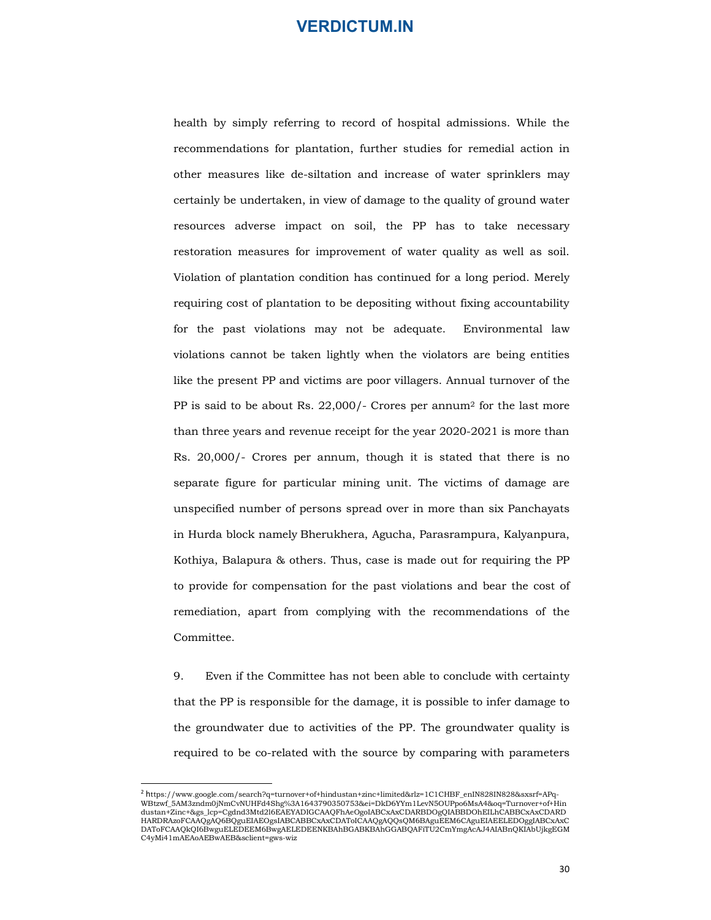health by simply referring to record of hospital admissions. While the recommendations for plantation, further studies for remedial action in other measures like de-siltation and increase of water sprinklers may certainly be undertaken, in view of damage to the quality of ground water resources adverse impact on soil, the PP has to take necessary restoration measures for improvement of water quality as well as soil. Violation of plantation condition has continued for a long period. Merely requiring cost of plantation to be depositing without fixing accountability for the past violations may not be adequate. Environmental law violations cannot be taken lightly when the violators are being entities like the present PP and victims are poor villagers. Annual turnover of the PP is said to be about Rs. 22,000/- Crores per annum[2] for the last more than three years and revenue receipt for the year 2020-2021 is more than Rs. 20,000/- Crores per annum, though it is stated that there is no separate figure for particular mining unit. The victims of damage are unspecified number of persons spread over in more than six Panchayats in Hurda block namely Bherukhera, Agucha, Parasrampura, Kalyanpura, Kothiya, Balapura & others. Thus, case is made out for requiring the PP to provide for compensation for the past violations and bear the cost of remediation, apart from complying with the recommendations of the Committee.

9. Even if the Committee has not been able to conclude with certainty that the PP is responsible for the damage, it is possible to infer damage to the groundwater due to activities of the PP. The groundwater quality is required to be co-related with the source by comparing with parameters

---

[2] https://www.google.com/search?q=turnover+of+hindustan+zinc+limited&rlz=1C1CHBF_enIN828IN828&sxsrf=APq-WBtzwf_5AM3zndm0jNmCvNUHFd4Shg%3A1643790350753&ei=DkD6YYm1LevN5OUPpo6MsA4&oq=Turnover+of+Hindustan+Zinc+&gs_lcp=Cgdnd3Mtd2l6EAEYADIGCAAQFhAeOgoIABCxAxCDARBDOgQIABBDOhEILhCABBCxAxCDARDHARDRAzoFCAAQgAQ6BQguEIAEOgsIABCABBCxAxCDAToICAAQgAQQsQM6BAguEEM6CAguEIAEELEDOggIABCxAxCDAToFCAAQkQI6BwguELEDEEM6BwgAELEDEENKBAhBGABKBAhGGABQAFiTU2CmYmgAcAJ4AIABnQKIAbUjkgEGMC4yMi41mAEAoAEBwAEB&sclient=gws-wiz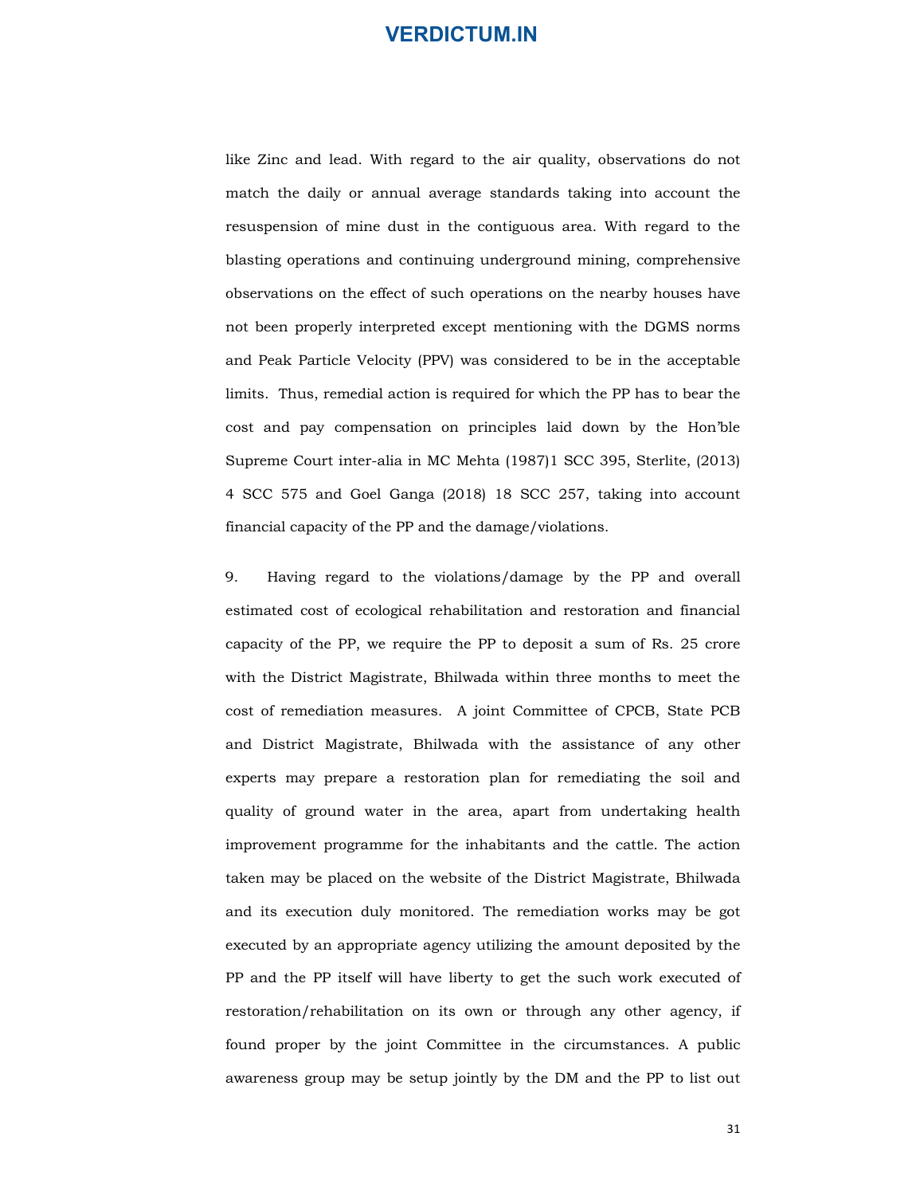like Zinc and lead. With regard to the air quality, observations do not match the daily or annual average standards taking into account the resuspension of mine dust in the contiguous area. With regard to the blasting operations and continuing underground mining, comprehensive observations on the effect of such operations on the nearby houses have not been properly interpreted except mentioning with the DGMS norms and Peak Particle Velocity (PPV) was considered to be in the acceptable limits. Thus, remedial action is required for which the PP has to bear the cost and pay compensation on principles laid down by the Hon'ble Supreme Court inter-alia in MC Mehta (1987)1 SCC 395, Sterlite, (2013) 4 SCC 575 and Goel Ganga (2018) 18 SCC 257, taking into account financial capacity of the PP and the damage/violations.

9. Having regard to the violations/damage by the PP and overall estimated cost of ecological rehabilitation and restoration and financial capacity of the PP, we require the PP to deposit a sum of Rs. 25 crore with the District Magistrate, Bhilwada within three months to meet the cost of remediation measures. A joint Committee of CPCB, State PCB and District Magistrate, Bhilwada with the assistance of any other experts may prepare a restoration plan for remediating the soil and quality of ground water in the area, apart from undertaking health improvement programme for the inhabitants and the cattle. The action taken may be placed on the website of the District Magistrate, Bhilwada and its execution duly monitored. The remediation works may be got executed by an appropriate agency utilizing the amount deposited by the PP and the PP itself will have liberty to get the such work executed of restoration/rehabilitation on its own or through any other agency, if found proper by the joint Committee in the circumstances. A public awareness group may be setup jointly by the DM and the PP to list out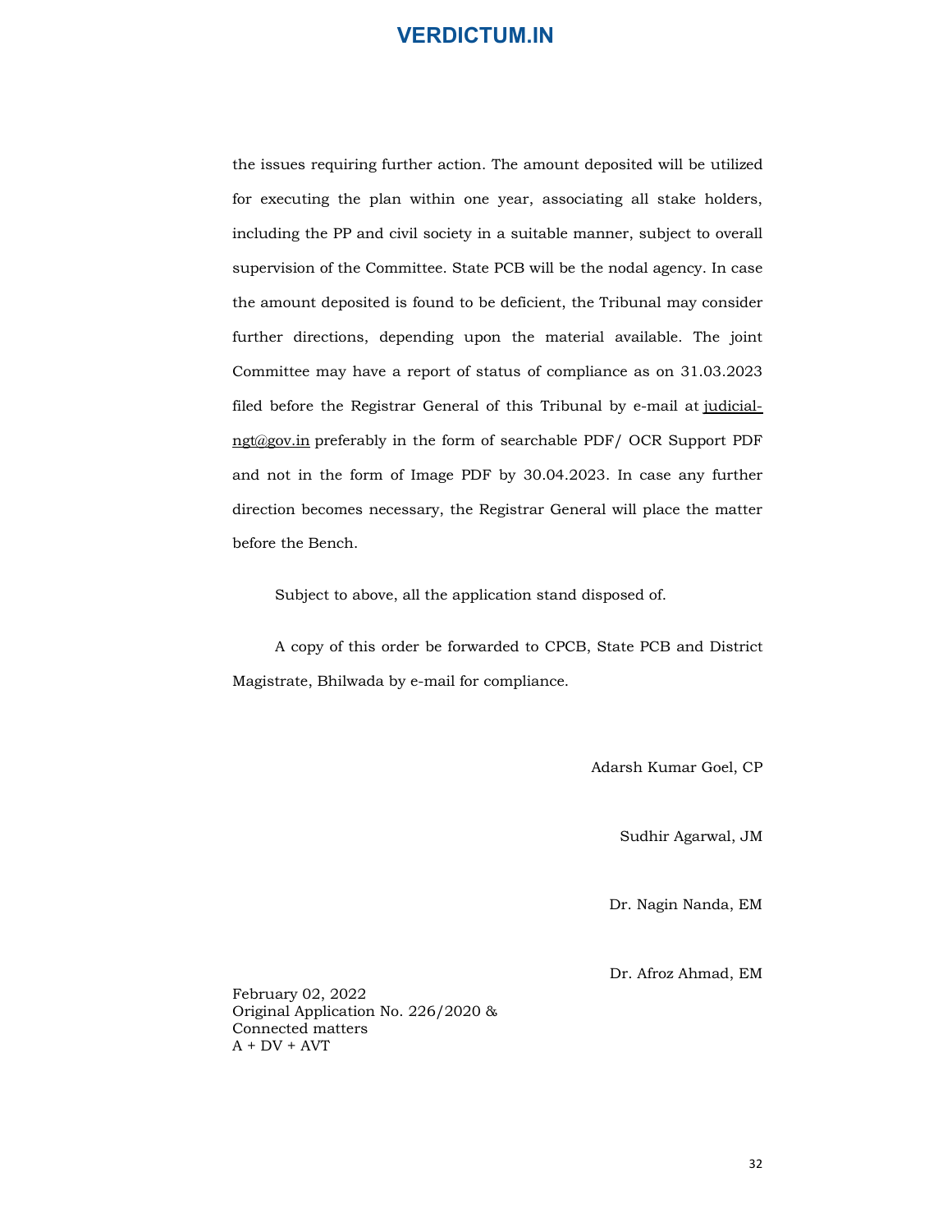the issues requiring further action. The amount deposited will be utilized for executing the plan within one year, associating all stake holders, including the PP and civil society in a suitable manner, subject to overall supervision of the Committee. State PCB will be the nodal agency. In case the amount deposited is found to be deficient, the Tribunal may consider further directions, depending upon the material available. The joint Committee may have a report of status of compliance as on 31.03.2023 filed before the Registrar General of this Tribunal by e-mail at judicial-ngt@gov.in preferably in the form of searchable PDF/ OCR Support PDF and not in the form of Image PDF by 30.04.2023. In case any further direction becomes necessary, the Registrar General will place the matter before the Bench.

Subject to above, all the application stand disposed of.

A copy of this order be forwarded to CPCB, State PCB and District Magistrate, Bhilwada by e-mail for compliance.

Adarsh Kumar Goel, CP

Sudhir Agarwal, JM

Dr. Nagin Nanda, EM

Dr. Afroz Ahmad, EM

February 02, 2022
Original Application No. 226/2020 &
Connected matters
A + DV + AVT